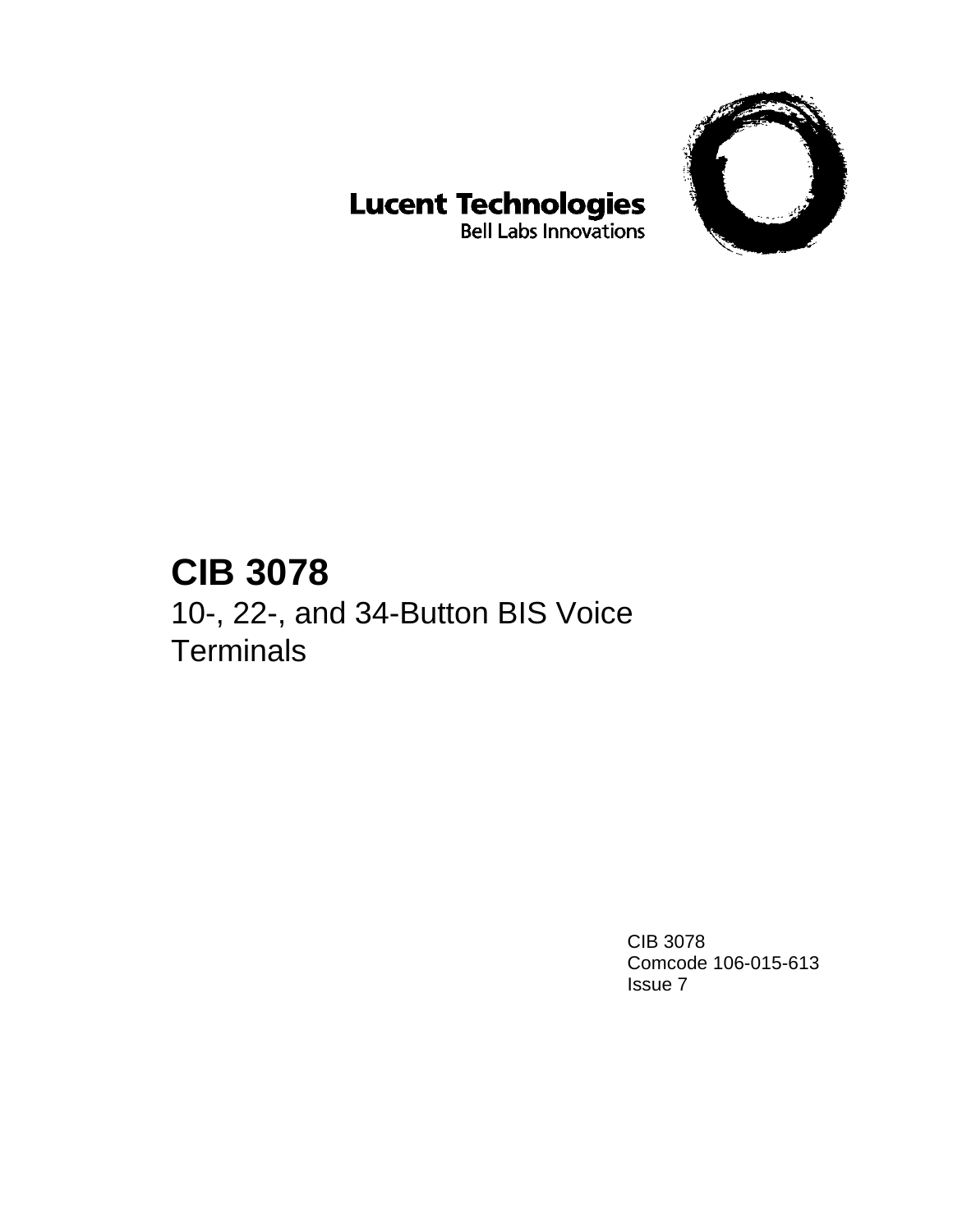Lucent Technologies
Bell Labs Innovations

# CIB 3078

## 10-, 22-, and 34-Button BIS Voice Terminals

CIB 3078
Comcode 106-015-613
Issue 7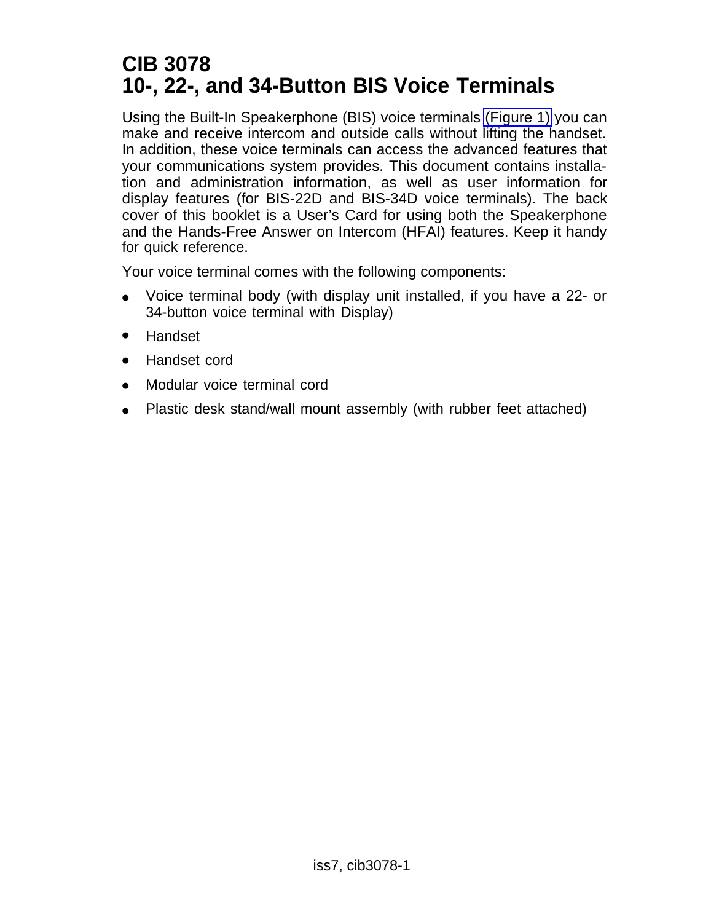# CIB 3078
# 10-, 22-, and 34-Button BIS Voice Terminals

Using the Built-In Speakerphone (BIS) voice terminals (Figure 1) you can make and receive intercom and outside calls without lifting the handset. In addition, these voice terminals can access the advanced features that your communications system provides. This document contains installation and administration information, as well as user information for display features (for BIS-22D and BIS-34D voice terminals). The back cover of this booklet is a User's Card for using both the Speakerphone and the Hands-Free Answer on Intercom (HFAI) features. Keep it handy for quick reference.

Your voice terminal comes with the following components:

- Voice terminal body (with display unit installed, if you have a 22- or 34-button voice terminal with Display)
- Handset
- Handset cord
- Modular voice terminal cord
- Plastic desk stand/wall mount assembly (with rubber feet attached)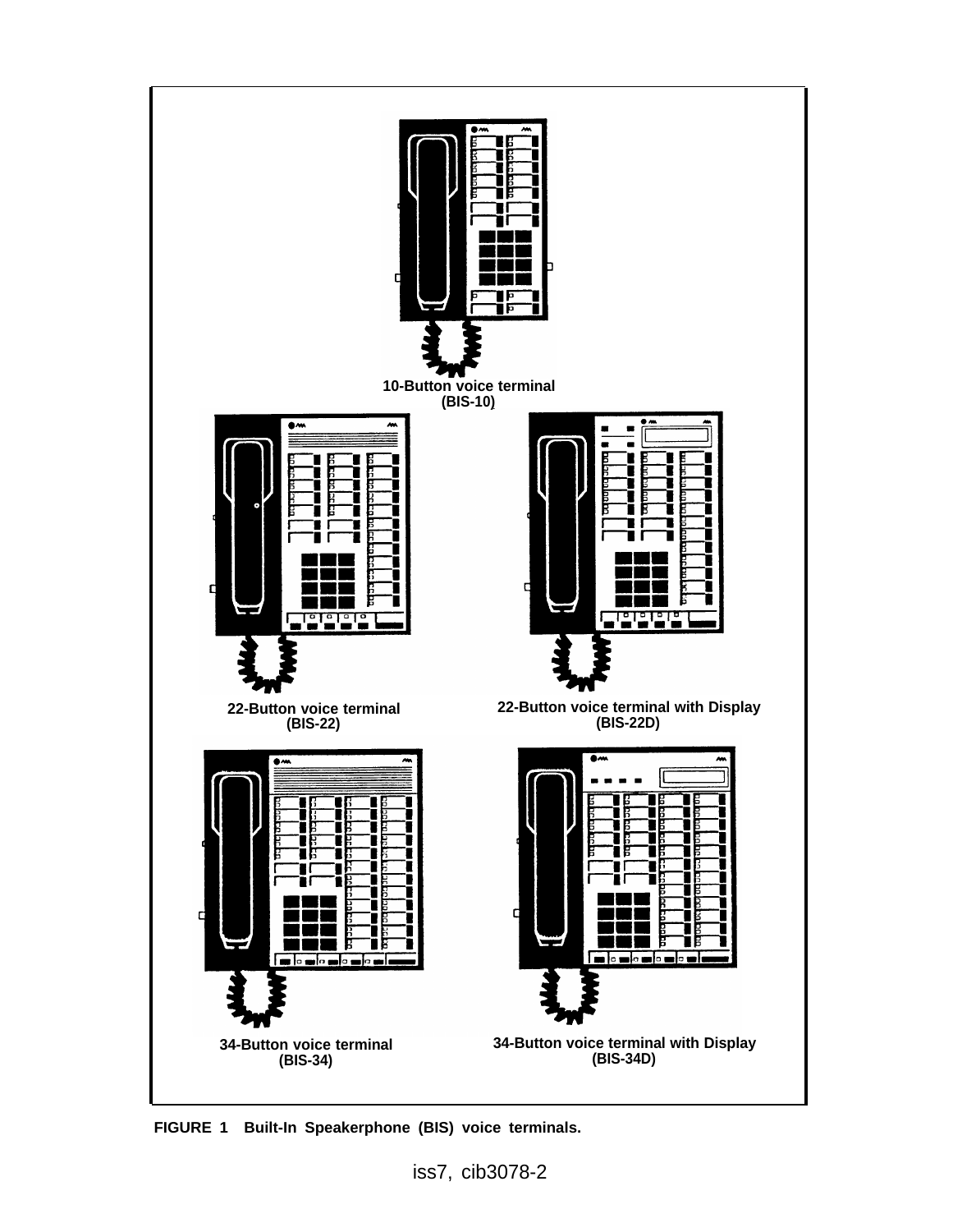10-Button voice terminal
(BIS-10)

22-Button voice terminal
(BIS-22)

22-Button voice terminal with Display
(BIS-22D)

34-Button voice terminal
(BIS-34)

34-Button voice terminal with Display
(BIS-34D)

**FIGURE 1 Built-In Speakerphone (BIS) voice terminals.**

iss7, cib3078-2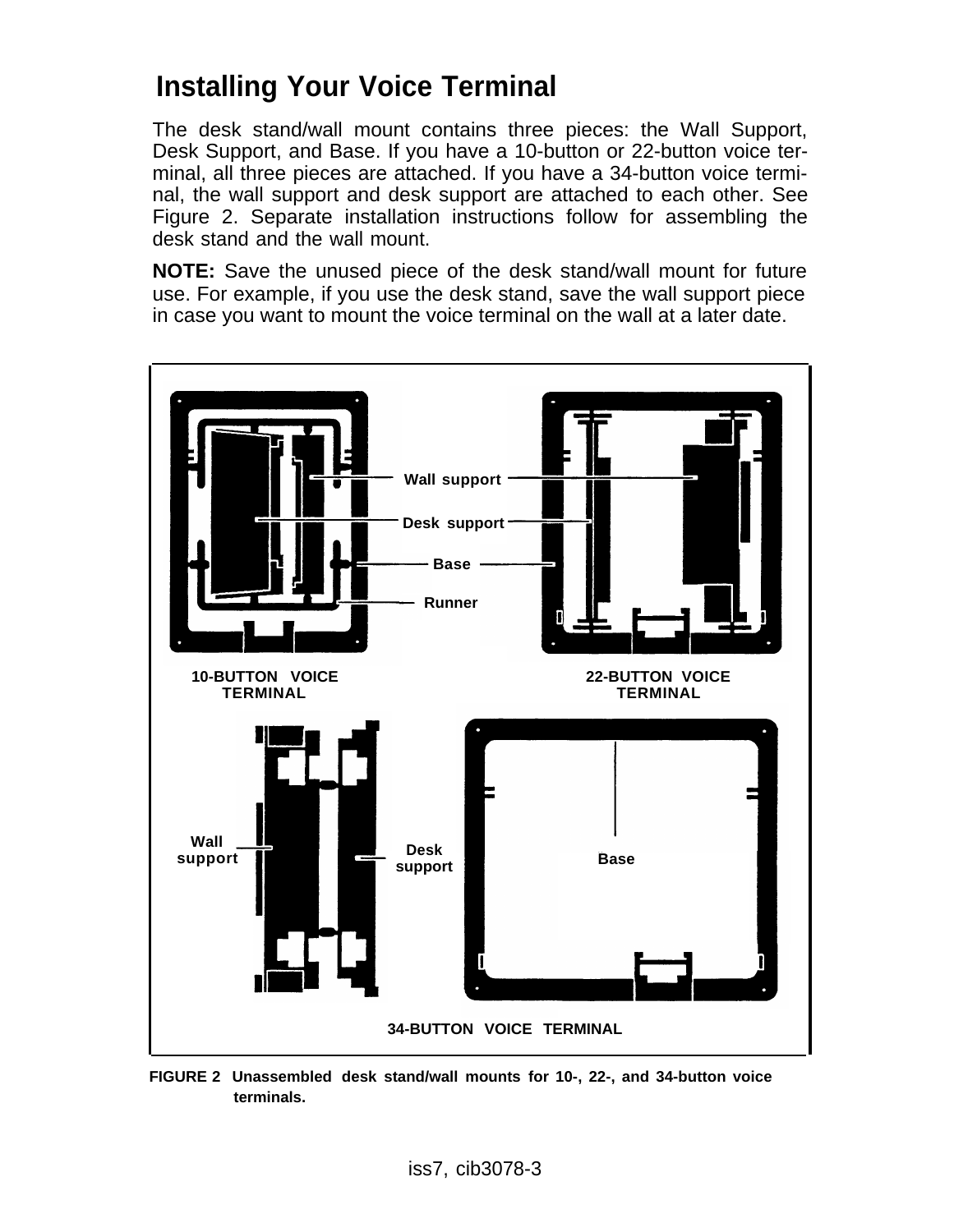# Installing Your Voice Terminal

The desk stand/wall mount contains three pieces: the Wall Support, Desk Support, and Base. If you have a 10-button or 22-button voice terminal, all three pieces are attached. If you have a 34-button voice terminal, the wall support and desk support are attached to each other. See Figure 2. Separate installation instructions follow for assembling the desk stand and the wall mount.

**NOTE:** Save the unused piece of the desk stand/wall mount for future use. For example, if you use the desk stand, save the wall support piece in case you want to mount the voice terminal on the wall at a later date.

Wall support
Desk support
Base
Runner

10-BUTTON VOICE TERMINAL

22-BUTTON VOICE TERMINAL

Wall support
Desk support
Base

34-BUTTON VOICE TERMINAL

**FIGURE 2 Unassembled desk stand/wall mounts for 10-, 22-, and 34-button voice terminals.**

iss7, cib3078-3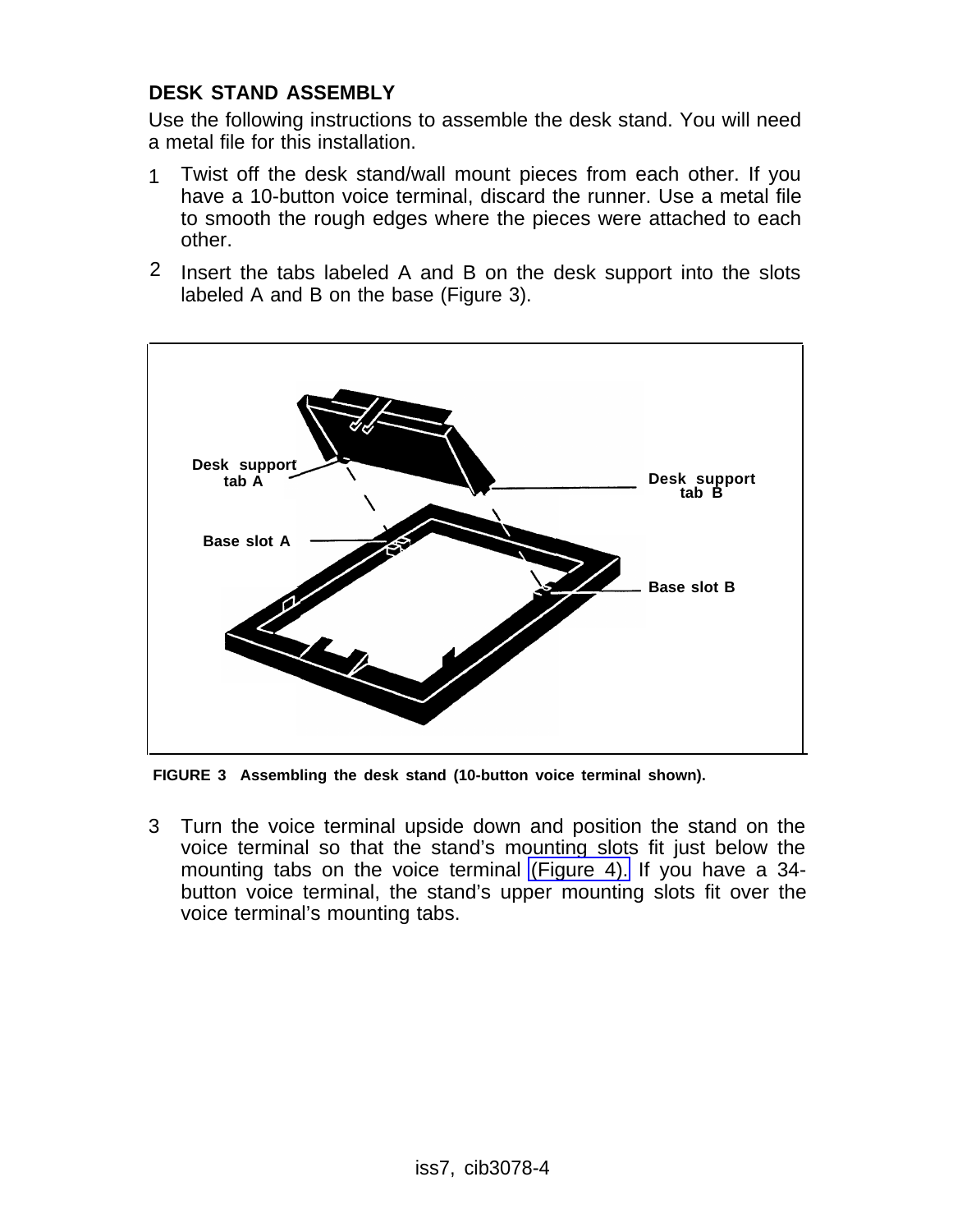## DESK STAND ASSEMBLY

Use the following instructions to assemble the desk stand. You will need a metal file for this installation.

1. Twist off the desk stand/wall mount pieces from each other. If you have a 10-button voice terminal, discard the runner. Use a metal file to smooth the rough edges where the pieces were attached to each other.
2. Insert the tabs labeled A and B on the desk support into the slots labeled A and B on the base (Figure 3).

Desk support tab A

Desk support tab B

Base slot A

Base slot B

**FIGURE 3 Assembling the desk stand (10-button voice terminal shown).**

3. Turn the voice terminal upside down and position the stand on the voice terminal so that the stand's mounting slots fit just below the mounting tabs on the voice terminal (Figure 4). If you have a 34-button voice terminal, the stand's upper mounting slots fit over the voice terminal's mounting tabs.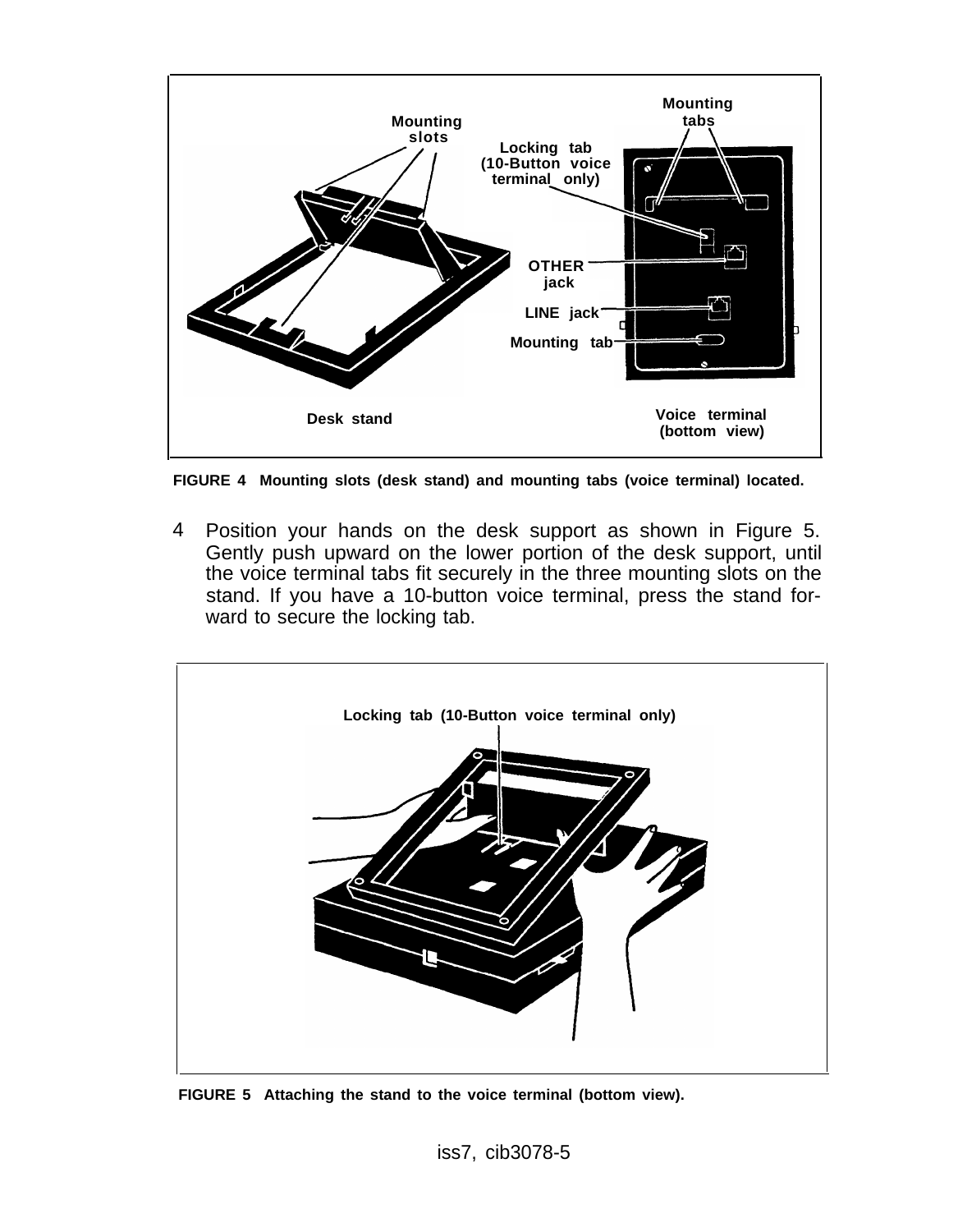FIGURE 4 Mounting slots (desk stand) and mounting tabs (voice terminal) located.

4 Position your hands on the desk support as shown in Figure 5. Gently push upward on the lower portion of the desk support, until the voice terminal tabs fit securely in the three mounting slots on the stand. If you have a 10-button voice terminal, press the stand forward to secure the locking tab.

FIGURE 5 Attaching the stand to the voice terminal (bottom view).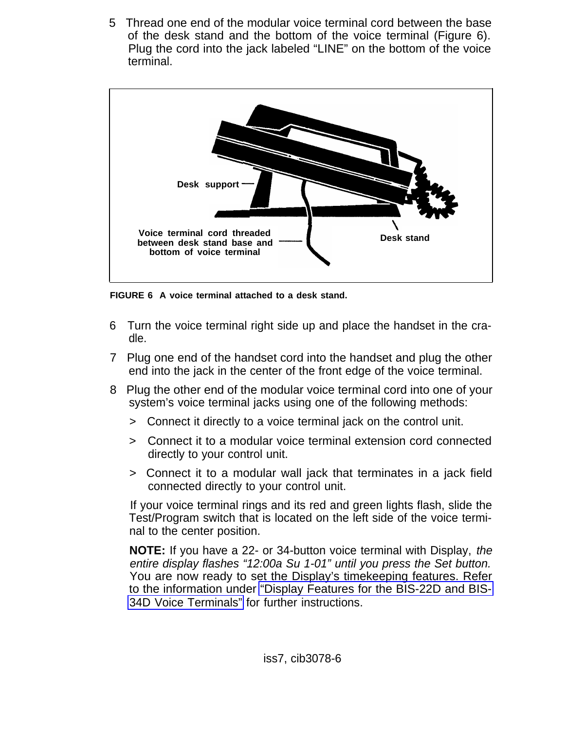5 Thread one end of the modular voice terminal cord between the base of the desk stand and the bottom of the voice terminal (Figure 6). Plug the cord into the jack labeled “LINE” on the bottom of the voice terminal.

Desk support

Voice terminal cord threaded between desk stand base and bottom of voice terminal

Desk stand

**FIGURE 6 A voice terminal attached to a desk stand.**

6 Turn the voice terminal right side up and place the handset in the cradle.

7 Plug one end of the handset cord into the handset and plug the other end into the jack in the center of the front edge of the voice terminal.

8 Plug the other end of the modular voice terminal cord into one of your system’s voice terminal jacks using one of the following methods:

> Connect it directly to a voice terminal jack on the control unit.

> Connect it to a modular voice terminal extension cord connected directly to your control unit.

> Connect it to a modular wall jack that terminates in a jack field connected directly to your control unit.

If your voice terminal rings and its red and green lights flash, slide the Test/Program switch that is located on the left side of the voice terminal to the center position.

**NOTE:** If you have a 22- or 34-button voice terminal with Display, *the entire display flashes “12:00a Su 1-01” until you press the Set button.* You are now ready to set the Display’s timekeeping features. Refer to the information under “Display Features for the BIS-22D and BIS-34D Voice Terminals” for further instructions.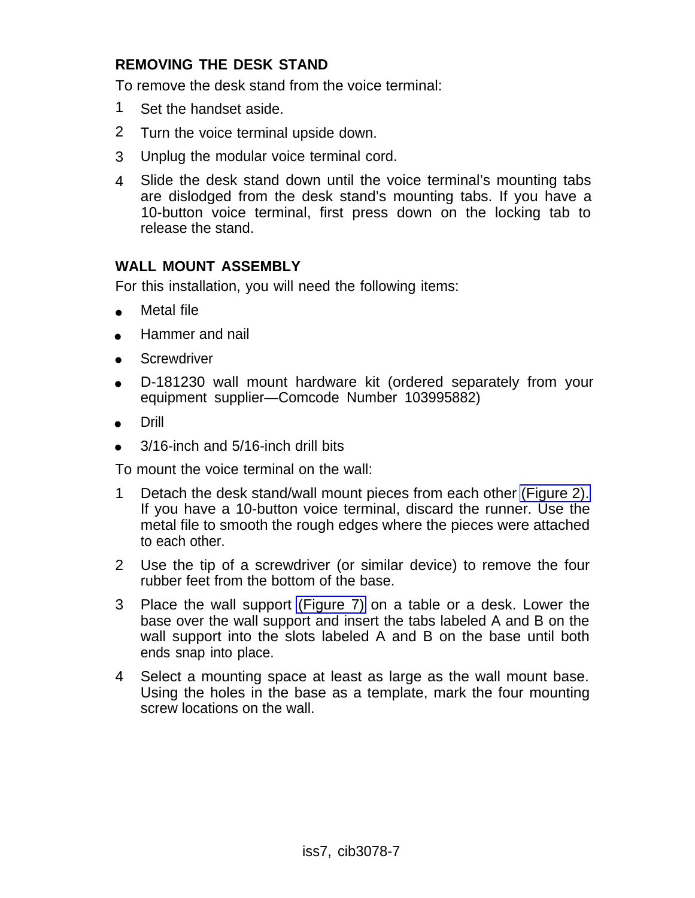## REMOVING THE DESK STAND

To remove the desk stand from the voice terminal:

1. Set the handset aside.
2. Turn the voice terminal upside down.
3. Unplug the modular voice terminal cord.
4. Slide the desk stand down until the voice terminal's mounting tabs are dislodged from the desk stand's mounting tabs. If you have a 10-button voice terminal, first press down on the locking tab to release the stand.

## WALL MOUNT ASSEMBLY

For this installation, you will need the following items:

- Metal file
- Hammer and nail
- Screwdriver
- D-181230 wall mount hardware kit (ordered separately from your equipment supplier—Comcode Number 103995882)
- Drill
- 3/16-inch and 5/16-inch drill bits

To mount the voice terminal on the wall:

1. Detach the desk stand/wall mount pieces from each other (Figure 2). If you have a 10-button voice terminal, discard the runner. Use the metal file to smooth the rough edges where the pieces were attached to each other.
2. Use the tip of a screwdriver (or similar device) to remove the four rubber feet from the bottom of the base.
3. Place the wall support (Figure 7) on a table or a desk. Lower the base over the wall support and insert the tabs labeled A and B on the wall support into the slots labeled A and B on the base until both ends snap into place.
4. Select a mounting space at least as large as the wall mount base. Using the holes in the base as a template, mark the four mounting screw locations on the wall.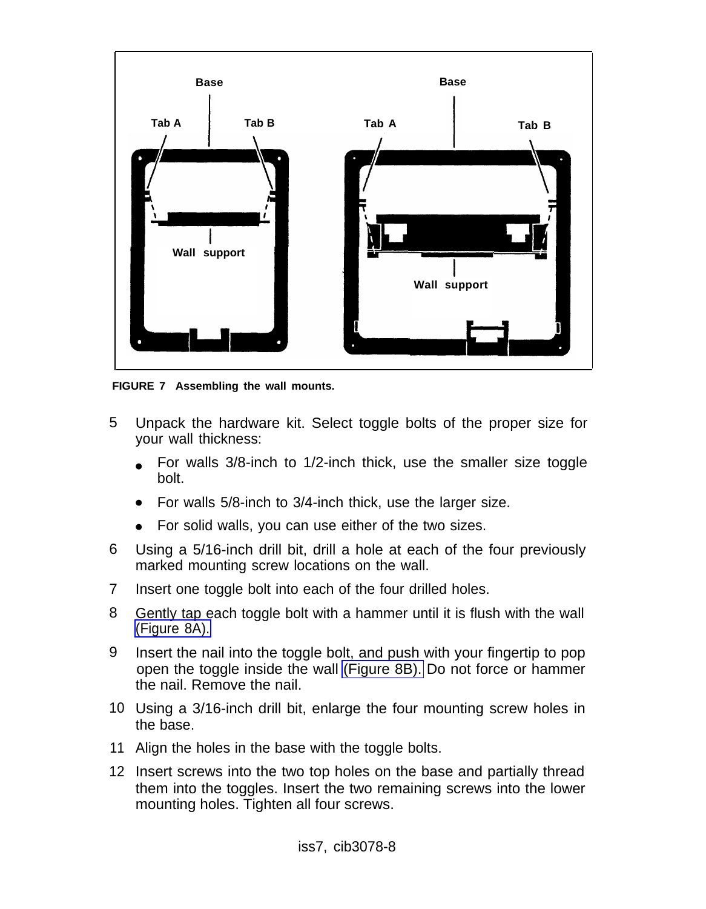FIGURE 7 Assembling the wall mounts.

5. Unpack the hardware kit. Select toggle bolts of the proper size for your wall thickness:
   - For walls 3/8-inch to 1/2-inch thick, use the smaller size toggle bolt.
   - For walls 5/8-inch to 3/4-inch thick, use the larger size.
   - For solid walls, you can use either of the two sizes.
6. Using a 5/16-inch drill bit, drill a hole at each of the four previously marked mounting screw locations on the wall.
7. Insert one toggle bolt into each of the four drilled holes.
8. Gently tap each toggle bolt with a hammer until it is flush with the wall (Figure 8A).
9. Insert the nail into the toggle bolt, and push with your fingertip to pop open the toggle inside the wall (Figure 8B). Do not force or hammer the nail. Remove the nail.
10. Using a 3/16-inch drill bit, enlarge the four mounting screw holes in the base.
11. Align the holes in the base with the toggle bolts.
12. Insert screws into the two top holes on the base and partially thread them into the toggles. Insert the two remaining screws into the lower mounting holes. Tighten all four screws.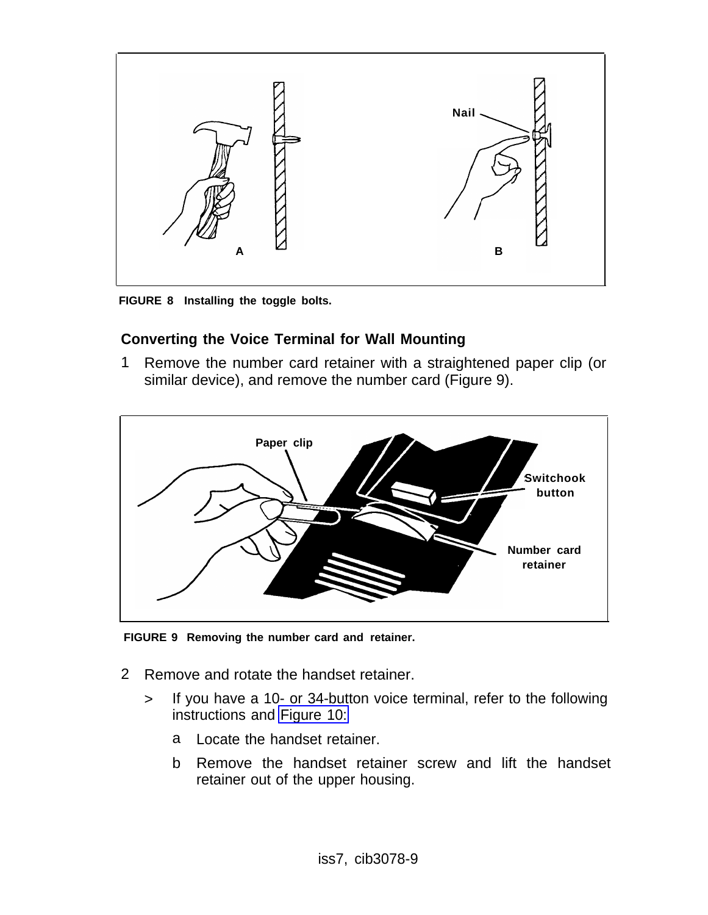FIGURE 8 Installing the toggle bolts.

## Converting the Voice Terminal for Wall Mounting

1 Remove the number card retainer with a straightened paper clip (or similar device), and remove the number card (Figure 9).

FIGURE 9 Removing the number card and retainer.

2 Remove and rotate the handset retainer.

> If you have a 10- or 34-button voice terminal, refer to the following instructions and Figure 10:

a Locate the handset retainer.

b Remove the handset retainer screw and lift the handset retainer out of the upper housing.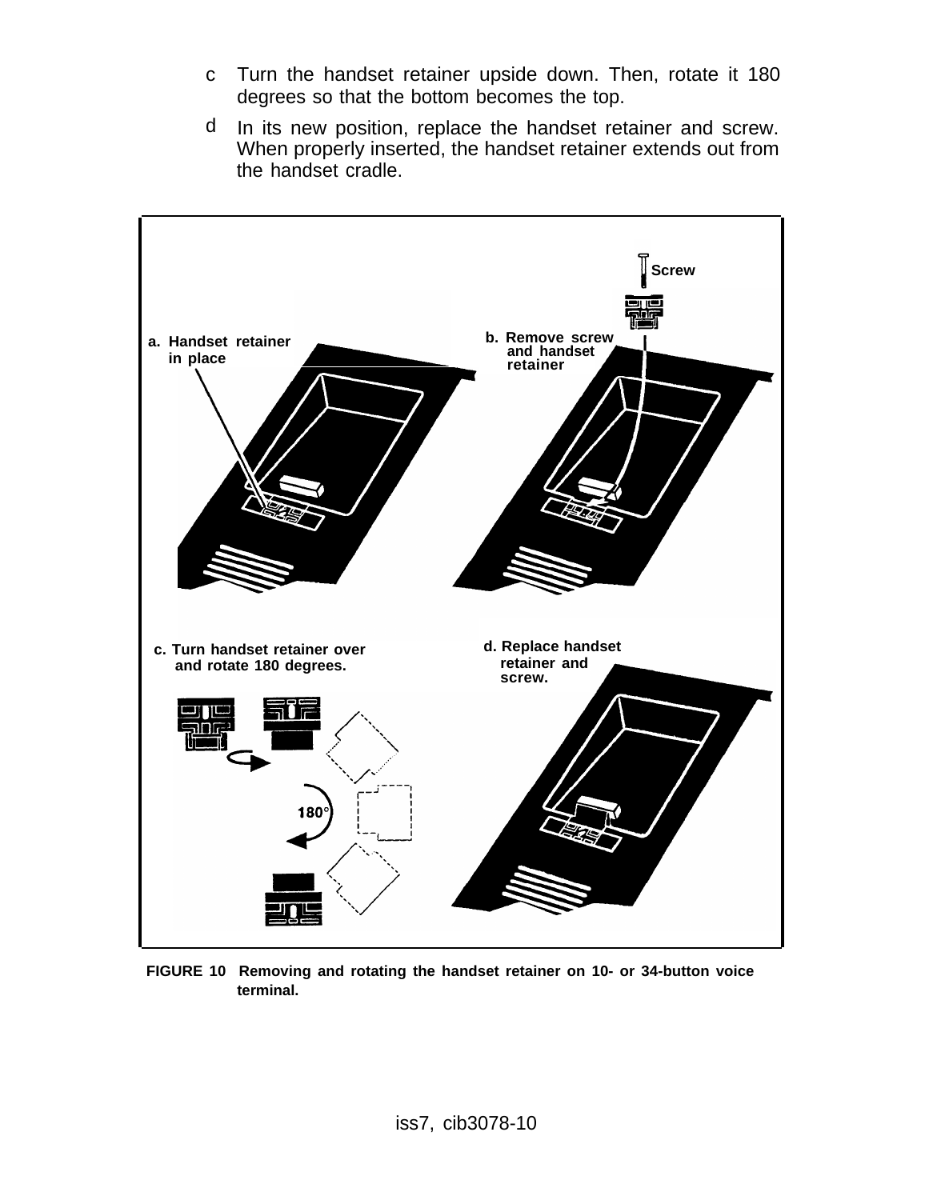c. Turn the handset retainer upside down. Then, rotate it 180 degrees so that the bottom becomes the top.

d. In its new position, replace the handset retainer and screw. When properly inserted, the handset retainer extends out from the handset cradle.

Screw

a. Handset retainer in place

b. Remove screw and handset retainer

c. Turn handset retainer over and rotate 180 degrees.

180°

d. Replace handset retainer and screw.

**FIGURE 10 Removing and rotating the handset retainer on 10- or 34-button voice terminal.**

iss7, cib3078-10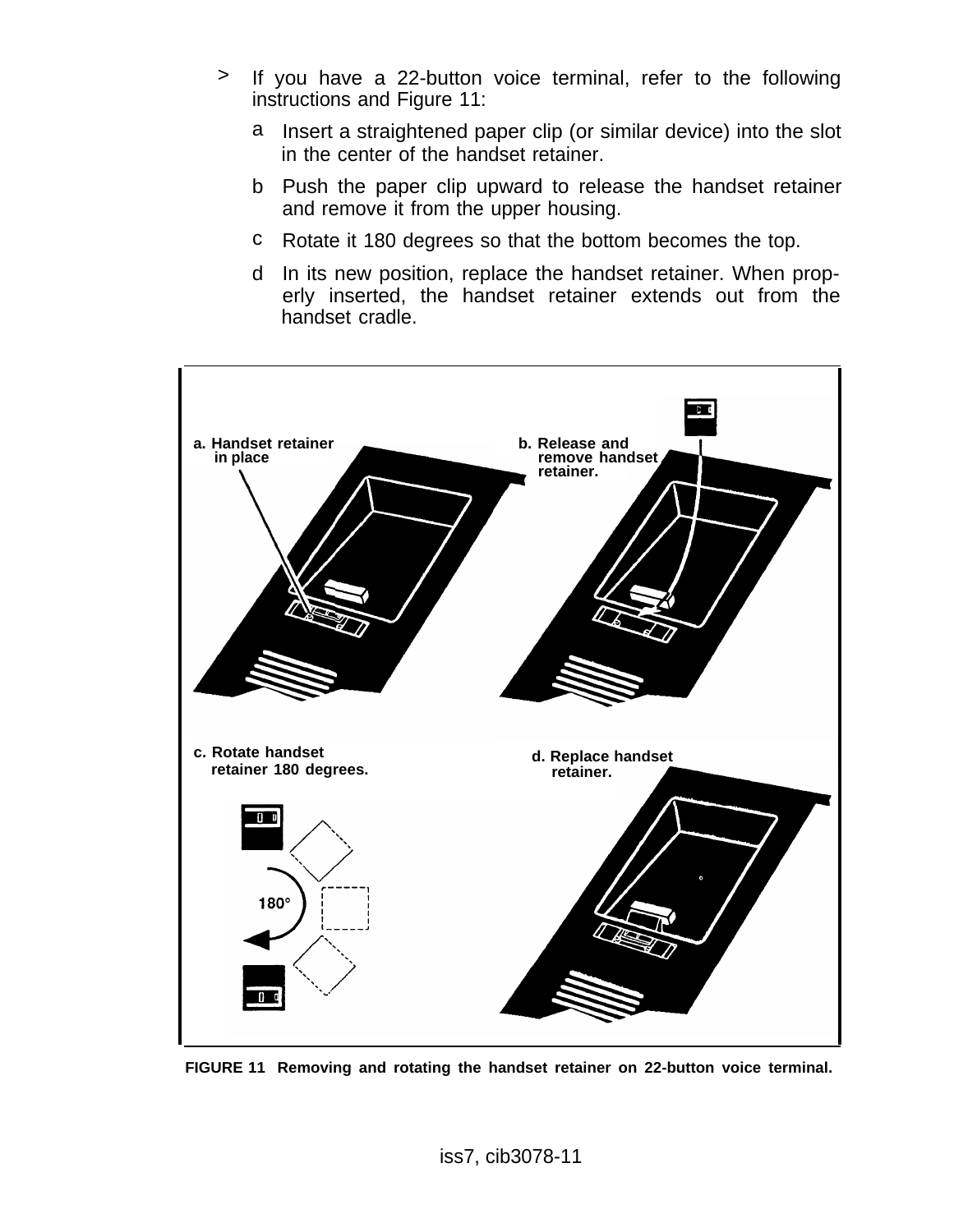> If you have a 22-button voice terminal, refer to the following instructions and Figure 11:

a Insert a straightened paper clip (or similar device) into the slot in the center of the handset retainer.

b Push the paper clip upward to release the handset retainer and remove it from the upper housing.

c Rotate it 180 degrees so that the bottom becomes the top.

d In its new position, replace the handset retainer. When properly inserted, the handset retainer extends out from the handset cradle.

a. Handset retainer in place

b. Release and remove handset retainer.

c. Rotate handset retainer 180 degrees.

180°

d. Replace handset retainer.

**FIGURE 11 Removing and rotating the handset retainer on 22-button voice terminal.**

iss7, cib3078-11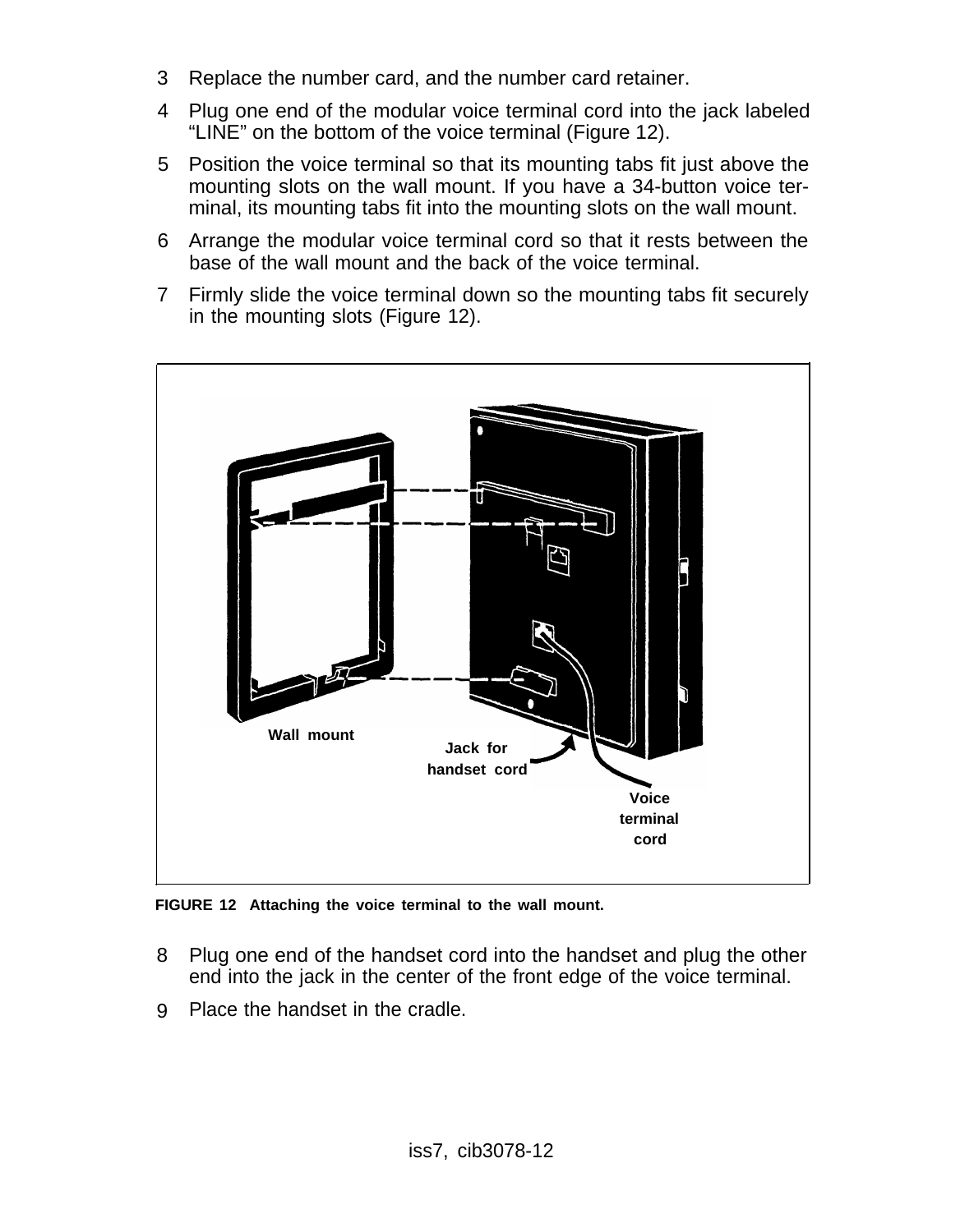3 Replace the number card, and the number card retainer.

4 Plug one end of the modular voice terminal cord into the jack labeled "LINE" on the bottom of the voice terminal (Figure 12).

5 Position the voice terminal so that its mounting tabs fit just above the mounting slots on the wall mount. If you have a 34-button voice terminal, its mounting tabs fit into the mounting slots on the wall mount.

6 Arrange the modular voice terminal cord so that it rests between the base of the wall mount and the back of the voice terminal.

7 Firmly slide the voice terminal down so the mounting tabs fit securely in the mounting slots (Figure 12).

Wall mount

Jack for handset cord

Voice terminal cord

**FIGURE 12 Attaching the voice terminal to the wall mount.**

8 Plug one end of the handset cord into the handset and plug the other end into the jack in the center of the front edge of the voice terminal.

9 Place the handset in the cradle.

iss7, cib3078-12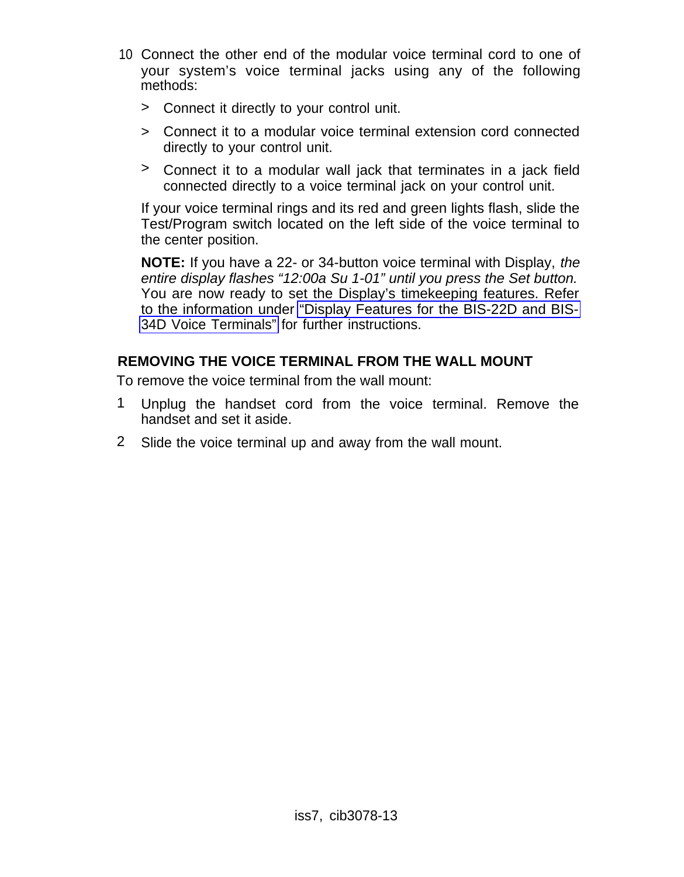10. Connect the other end of the modular voice terminal cord to one of your system's voice terminal jacks using any of the following methods:

    > Connect it directly to your control unit.

    > Connect it to a modular voice terminal extension cord connected directly to your control unit.

    > Connect it to a modular wall jack that terminates in a jack field connected directly to a voice terminal jack on your control unit.

    If your voice terminal rings and its red and green lights flash, slide the Test/Program switch located on the left side of the voice terminal to the center position.

    **NOTE:** If you have a 22- or 34-button voice terminal with Display, *the entire display flashes "12:00a Su 1-01" until you press the Set button.* You are now ready to set the Display's timekeeping features. Refer to the information under "Display Features for the BIS-22D and BIS-34D Voice Terminals" for further instructions.

## REMOVING THE VOICE TERMINAL FROM THE WALL MOUNT

To remove the voice terminal from the wall mount:

1. Unplug the handset cord from the voice terminal. Remove the handset and set it aside.
2. Slide the voice terminal up and away from the wall mount.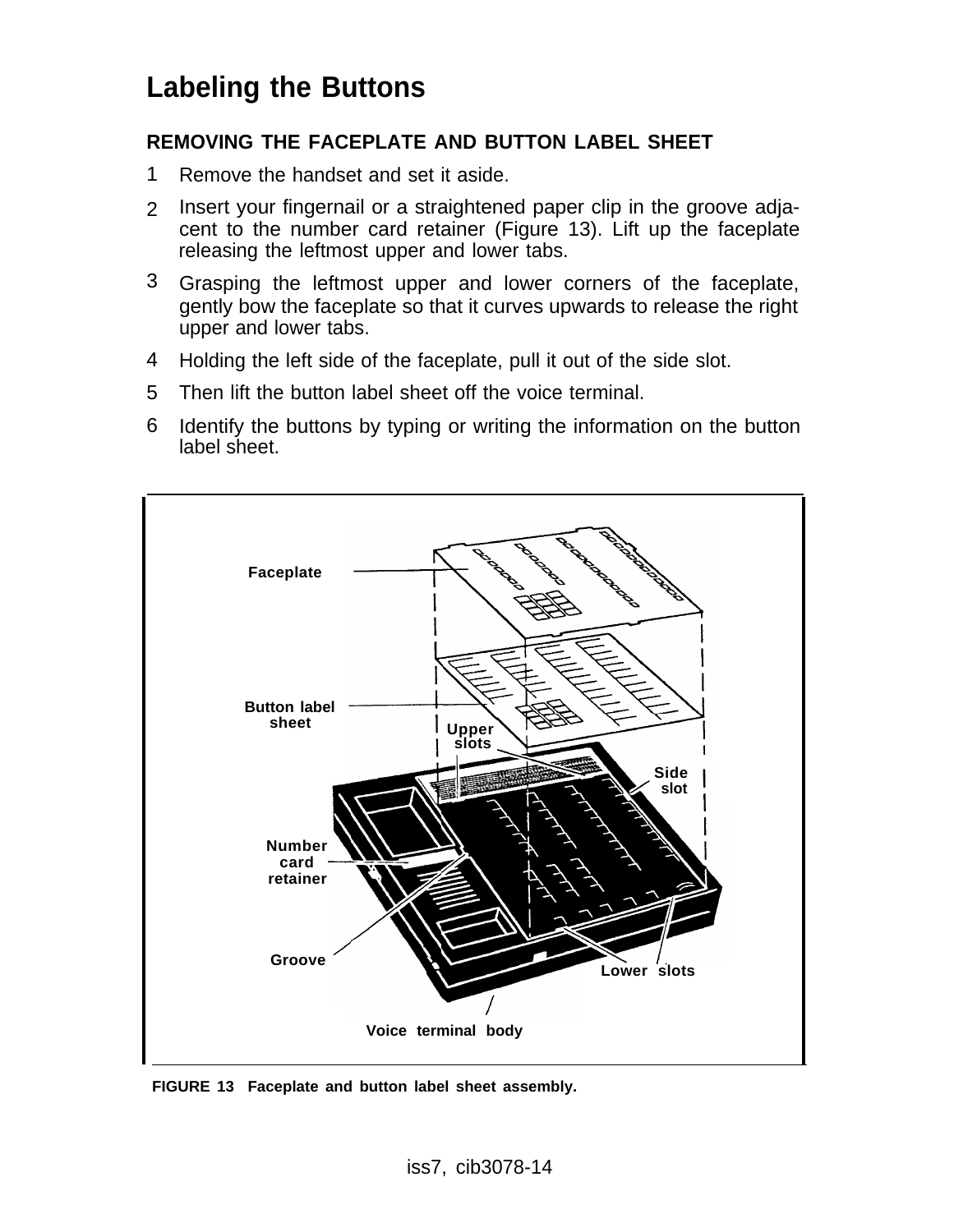## Labeling the Buttons

### REMOVING THE FACEPLATE AND BUTTON LABEL SHEET

1. Remove the handset and set it aside.
2. Insert your fingernail or a straightened paper clip in the groove adjacent to the number card retainer (Figure 13). Lift up the faceplate releasing the leftmost upper and lower tabs.
3. Grasping the leftmost upper and lower corners of the faceplate, gently bow the faceplate so that it curves upwards to release the right upper and lower tabs.
4. Holding the left side of the faceplate, pull it out of the side slot.
5. Then lift the button label sheet off the voice terminal.
6. Identify the buttons by typing or writing the information on the button label sheet.

Faceplate

Button label sheet

Upper slots

Side slot

Number card retainer

Groove

Lower slots

Voice terminal body

**FIGURE 13 Faceplate and button label sheet assembly.**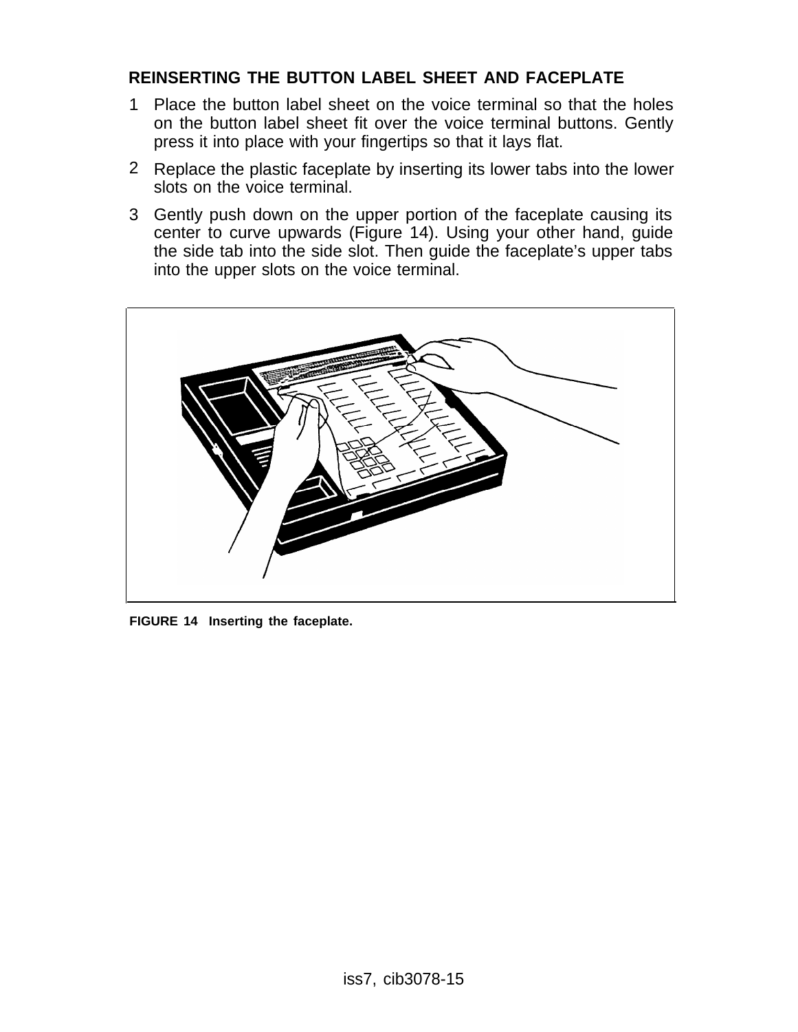## REINSERTING THE BUTTON LABEL SHEET AND FACEPLATE

1. Place the button label sheet on the voice terminal so that the holes on the button label sheet fit over the voice terminal buttons. Gently press it into place with your fingertips so that it lays flat.
2. Replace the plastic faceplate by inserting its lower tabs into the lower slots on the voice terminal.
3. Gently push down on the upper portion of the faceplate causing its center to curve upwards (Figure 14). Using your other hand, guide the side tab into the side slot. Then guide the faceplate's upper tabs into the upper slots on the voice terminal.

**FIGURE 14 Inserting the faceplate.**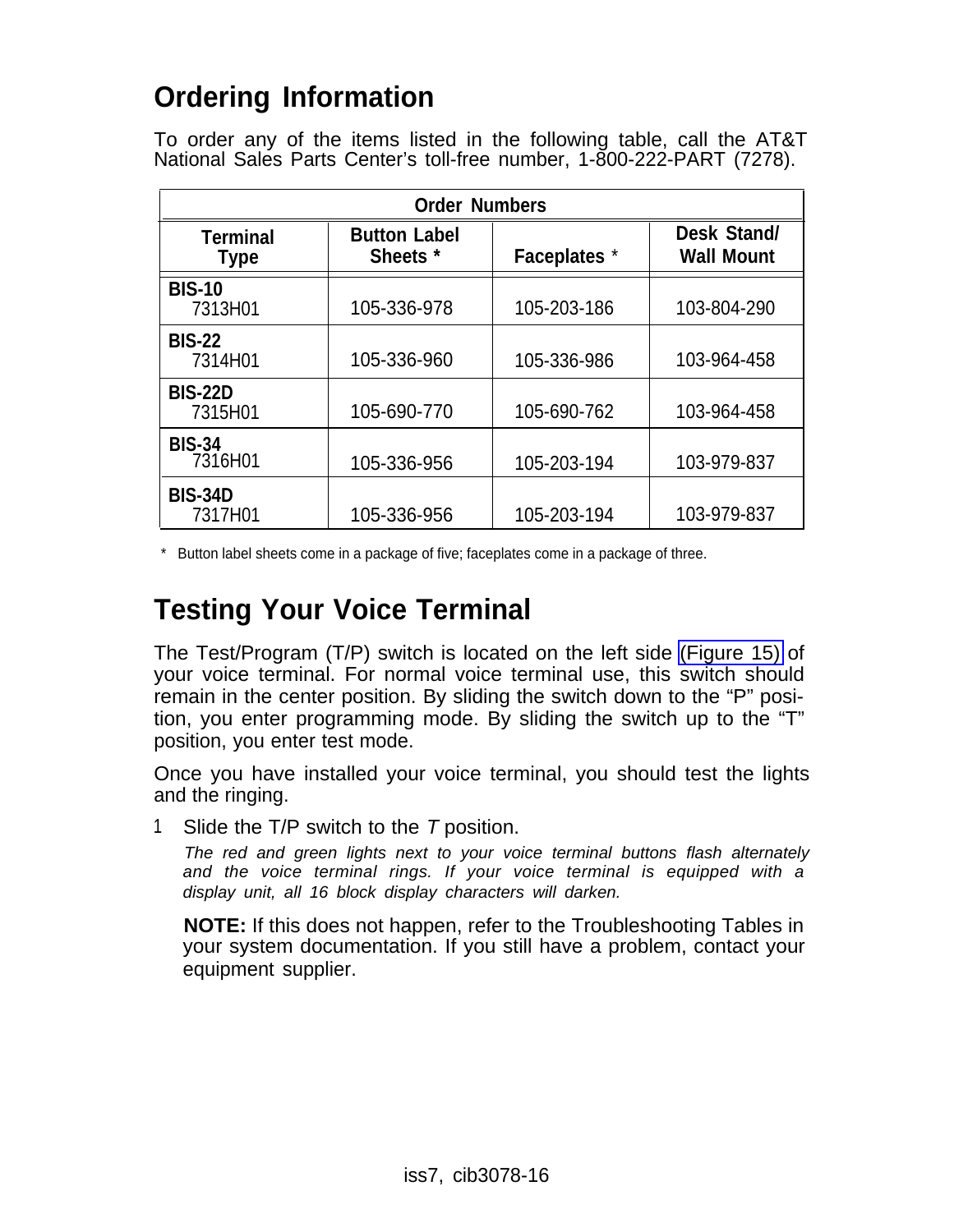## Ordering Information

To order any of the items listed in the following table, call the AT&T National Sales Parts Center's toll-free number, 1-800-222-PART (7278).

| Order Numbers | | | |
|---|---|---|---|
| **Terminal Type** | **Button Label Sheets** * | **Faceplates** * | **Desk Stand/ Wall Mount** |
| **BIS-10** 7313H01 | 105-336-978 | 105-203-186 | 103-804-290 |
| **BIS-22** 7314H01 | 105-336-960 | 105-336-986 | 103-964-458 |
| **BIS-22D** 7315H01 | 105-690-770 | 105-690-762 | 103-964-458 |
| **BIS-34** 7316H01 | 105-336-956 | 105-203-194 | 103-979-837 |
| **BIS-34D** 7317H01 | 105-336-956 | 105-203-194 | 103-979-837 |

\* Button label sheets come in a package of five; faceplates come in a package of three.

## Testing Your Voice Terminal

The Test/Program (T/P) switch is located on the left side (Figure 15) of your voice terminal. For normal voice terminal use, this switch should remain in the center position. By sliding the switch down to the "P" position, you enter programming mode. By sliding the switch up to the "T" position, you enter test mode.

Once you have installed your voice terminal, you should test the lights and the ringing.

1 Slide the T/P switch to the *T* position.

*The red and green lights next to your voice terminal buttons flash alternately and the voice terminal rings. If your voice terminal is equipped with a display unit, all 16 block display characters will darken.*

**NOTE:** If this does not happen, refer to the Troubleshooting Tables in your system documentation. If you still have a problem, contact your equipment supplier.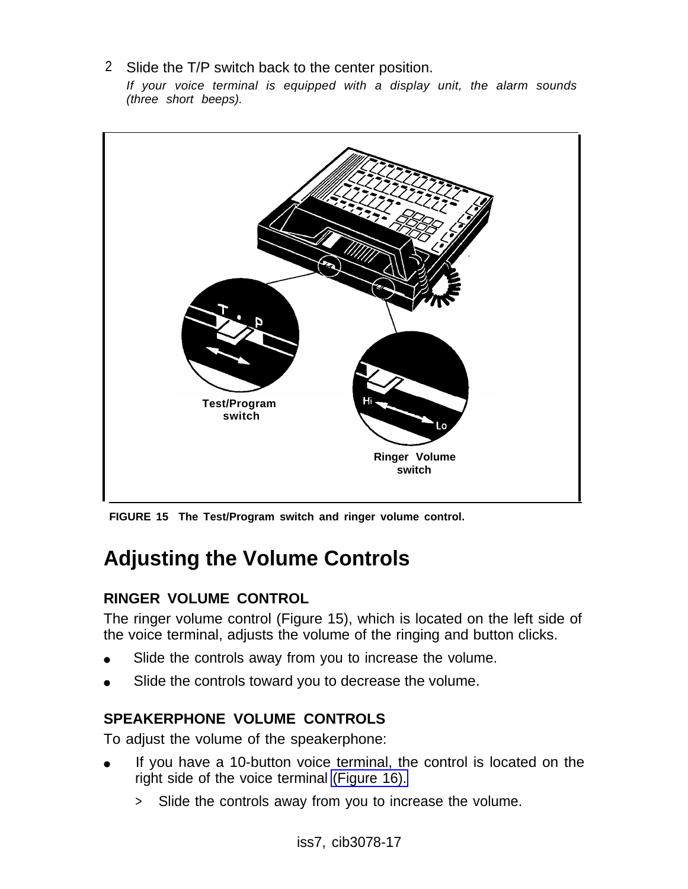2 Slide the T/P switch back to the center position.

*If your voice terminal is equipped with a display unit, the alarm sounds (three short beeps).*

Test/Program switch

Ringer Volume switch

**FIGURE 15 The Test/Program switch and ringer volume control.**

# Adjusting the Volume Controls

### RINGER VOLUME CONTROL

The ringer volume control (Figure 15), which is located on the left side of the voice terminal, adjusts the volume of the ringing and button clicks.

- Slide the controls away from you to increase the volume.
- Slide the controls toward you to decrease the volume.

### SPEAKERPHONE VOLUME CONTROLS

To adjust the volume of the speakerphone:

- If you have a 10-button voice terminal, the control is located on the right side of the voice terminal (Figure 16).
  - > Slide the controls away from you to increase the volume.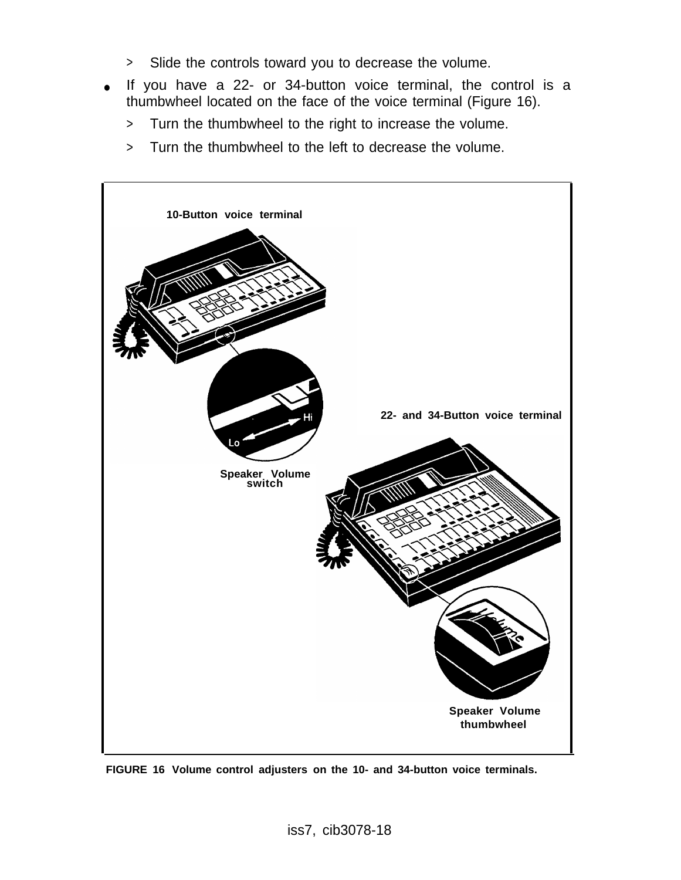> Slide the controls toward you to decrease the volume.

- If you have a 22- or 34-button voice terminal, the control is a thumbwheel located on the face of the voice terminal (Figure 16).

  > Turn the thumbwheel to the right to increase the volume.

  > Turn the thumbwheel to the left to decrease the volume.

10-Button voice terminal

Speaker Volume switch

22- and 34-Button voice terminal

Speaker Volume thumbwheel

**FIGURE 16 Volume control adjusters on the 10- and 34-button voice terminals.**

iss7, cib3078-18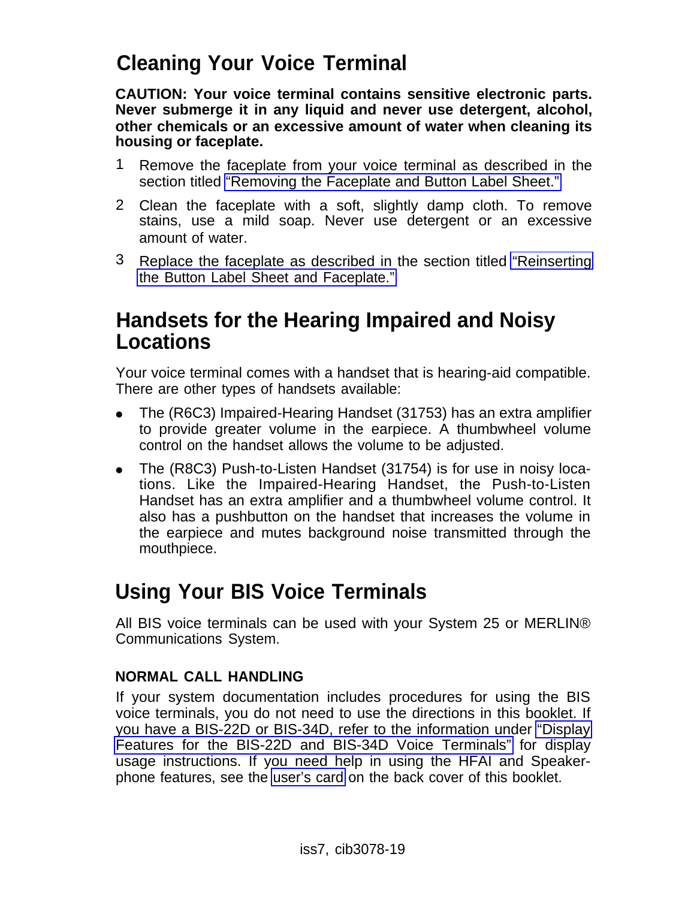## Cleaning Your Voice Terminal

**CAUTION: Your voice terminal contains sensitive electronic parts. Never submerge it in any liquid and never use detergent, alcohol, other chemicals or an excessive amount of water when cleaning its housing or faceplate.**

1. Remove the faceplate from your voice terminal as described in the section titled "Removing the Faceplate and Button Label Sheet."
2. Clean the faceplate with a soft, slightly damp cloth. To remove stains, use a mild soap. Never use detergent or an excessive amount of water.
3. Replace the faceplate as described in the section titled "Reinserting the Button Label Sheet and Faceplate."

## Handsets for the Hearing Impaired and Noisy Locations

Your voice terminal comes with a handset that is hearing-aid compatible. There are other types of handsets available:

- The (R6C3) Impaired-Hearing Handset (31753) has an extra amplifier to provide greater volume in the earpiece. A thumbwheel volume control on the handset allows the volume to be adjusted.
- The (R8C3) Push-to-Listen Handset (31754) is for use in noisy locations. Like the Impaired-Hearing Handset, the Push-to-Listen Handset has an extra amplifier and a thumbwheel volume control. It also has a pushbutton on the handset that increases the volume in the earpiece and mutes background noise transmitted through the mouthpiece.

## Using Your BIS Voice Terminals

All BIS voice terminals can be used with your System 25 or MERLIN® Communications System.

### NORMAL CALL HANDLING

If your system documentation includes procedures for using the BIS voice terminals, you do not need to use the directions in this booklet. If you have a BIS-22D or BIS-34D, refer to the information under "Display Features for the BIS-22D and BIS-34D Voice Terminals" for display usage instructions. If you need help in using the HFAI and Speakerphone features, see the user's card on the back cover of this booklet.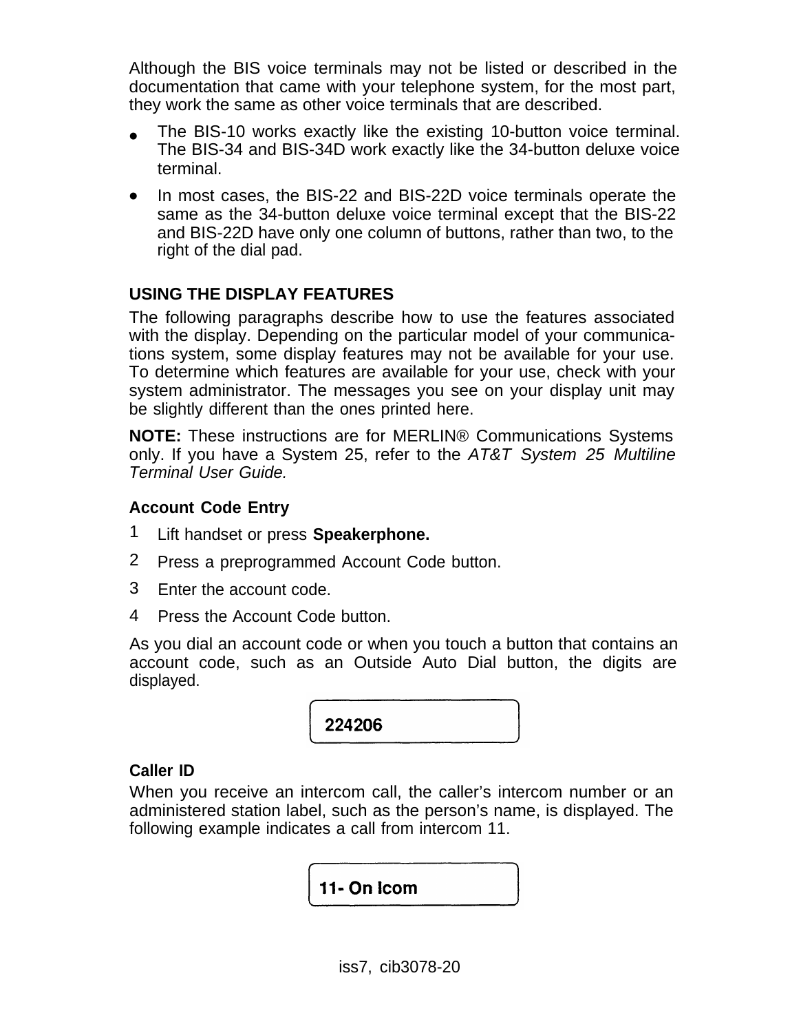Although the BIS voice terminals may not be listed or described in the documentation that came with your telephone system, for the most part, they work the same as other voice terminals that are described.

- The BIS-10 works exactly like the existing 10-button voice terminal. The BIS-34 and BIS-34D work exactly like the 34-button deluxe voice terminal.
- In most cases, the BIS-22 and BIS-22D voice terminals operate the same as the 34-button deluxe voice terminal except that the BIS-22 and BIS-22D have only one column of buttons, rather than two, to the right of the dial pad.

## USING THE DISPLAY FEATURES

The following paragraphs describe how to use the features associated with the display. Depending on the particular model of your communications system, some display features may not be available for your use. To determine which features are available for your use, check with your system administrator. The messages you see on your display unit may be slightly different than the ones printed here.

**NOTE:** These instructions are for MERLIN® Communications Systems only. If you have a System 25, refer to the *AT&T System 25 Multiline Terminal User Guide.*

### Account Code Entry

1. Lift handset or press **Speakerphone.**
2. Press a preprogrammed Account Code button.
3. Enter the account code.
4. Press the Account Code button.

As you dial an account code or when you touch a button that contains an account code, such as an Outside Auto Dial button, the digits are displayed.

```
224206
```

### Caller ID

When you receive an intercom call, the caller's intercom number or an administered station label, such as the person's name, is displayed. The following example indicates a call from intercom 11.

```
11- On Icom
```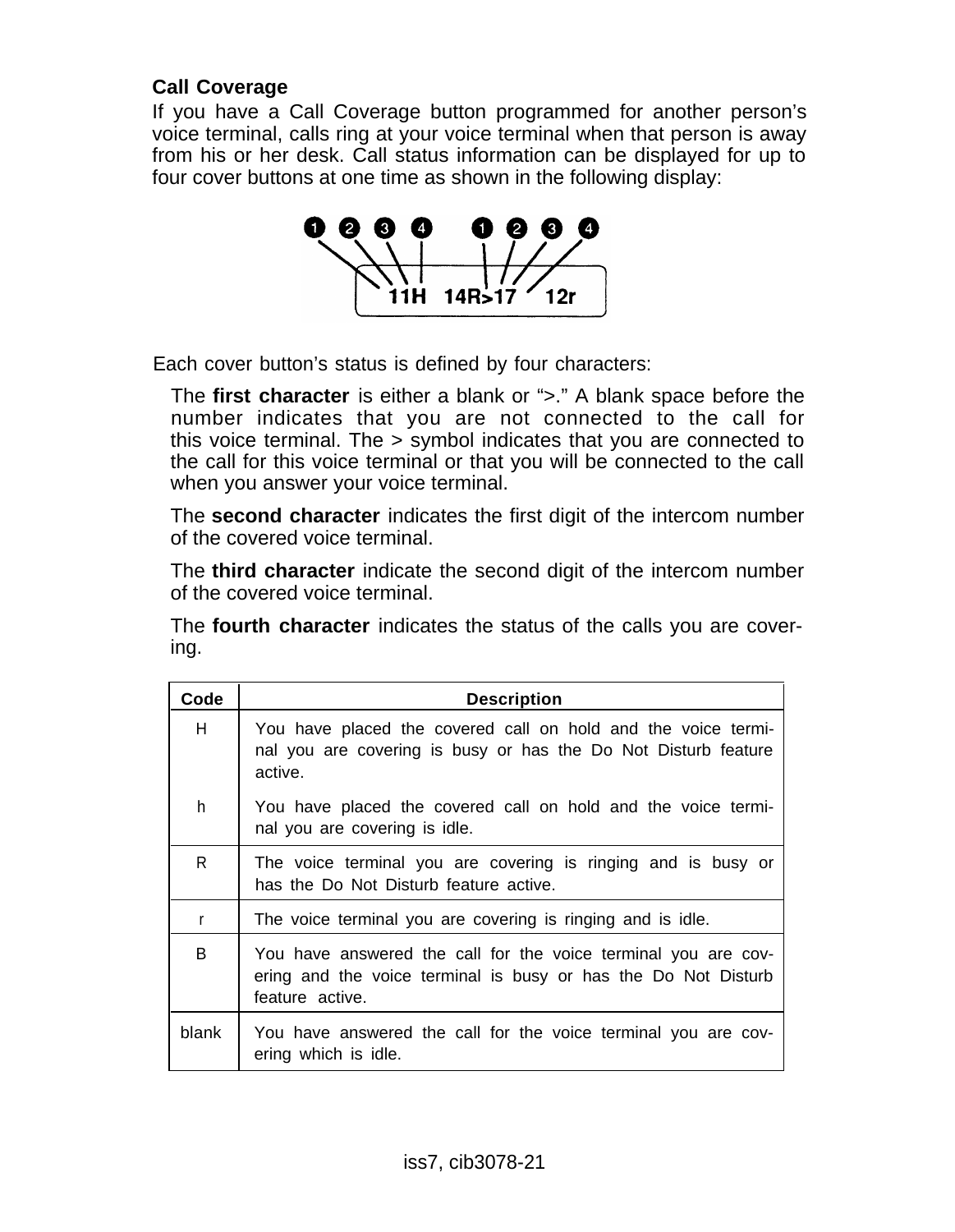### Call Coverage

If you have a Call Coverage button programmed for another person's voice terminal, calls ring at your voice terminal when that person is away from his or her desk. Call status information can be displayed for up to four cover buttons at one time as shown in the following display:

```
 11H  14R>17  12r
```

Each cover button's status is defined by four characters:

The **first character** is either a blank or ">." A blank space before the number indicates that you are not connected to the call for this voice terminal. The > symbol indicates that you are connected to the call for this voice terminal or that you will be connected to the call when you answer your voice terminal.

The **second character** indicates the first digit of the intercom number of the covered voice terminal.

The **third character** indicate the second digit of the intercom number of the covered voice terminal.

The **fourth character** indicates the status of the calls you are covering.

| Code | Description |
| --- | --- |
| H | You have placed the covered call on hold and the voice terminal you are covering is busy or has the Do Not Disturb feature active. |
| h | You have placed the covered call on hold and the voice terminal you are covering is idle. |
| R | The voice terminal you are covering is ringing and is busy or has the Do Not Disturb feature active. |
| r | The voice terminal you are covering is ringing and is idle. |
| B | You have answered the call for the voice terminal you are covering and the voice terminal is busy or has the Do Not Disturb feature active. |
| blank | You have answered the call for the voice terminal you are covering which is idle. |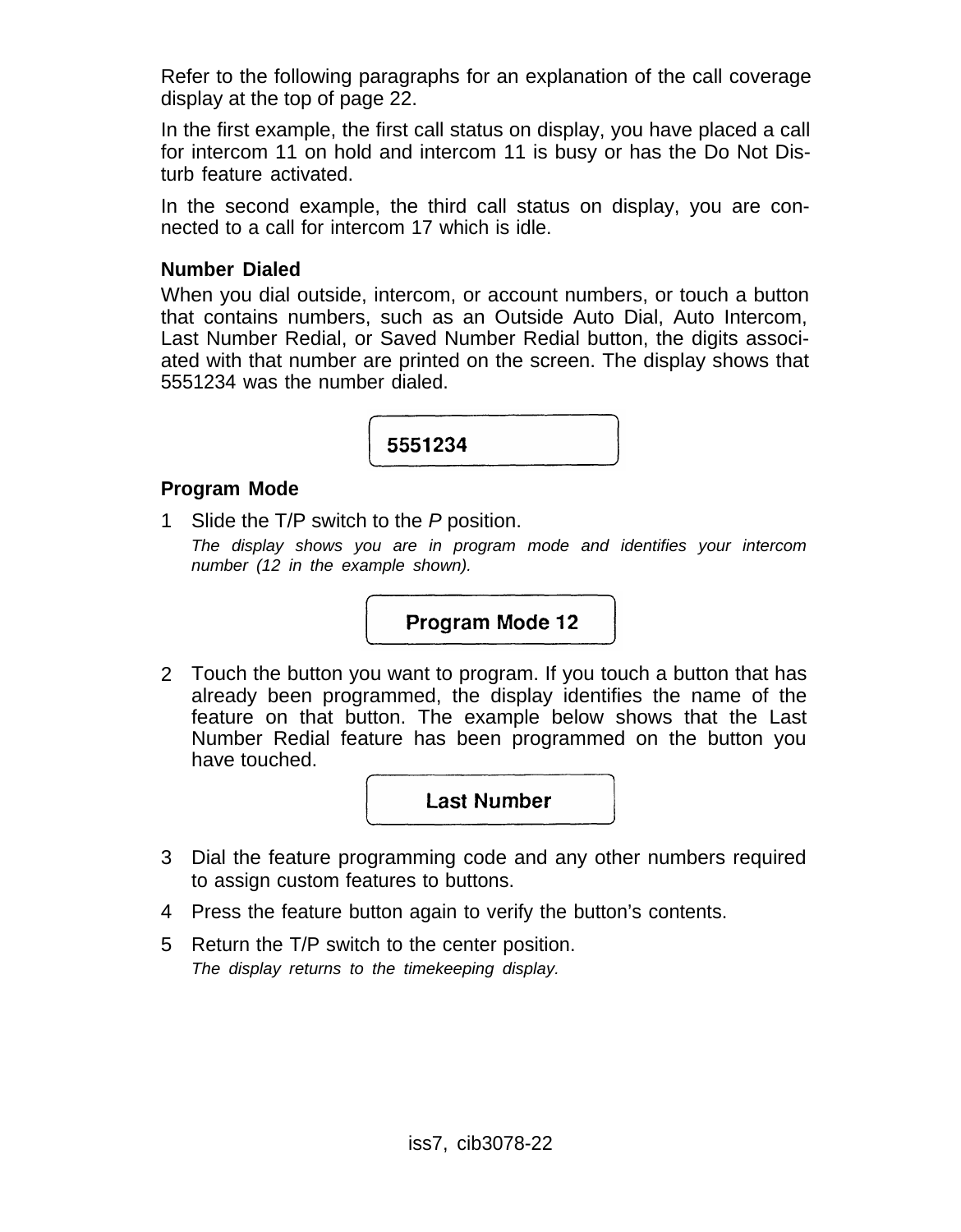Refer to the following paragraphs for an explanation of the call coverage display at the top of page 22.

In the first example, the first call status on display, you have placed a call for intercom 11 on hold and intercom 11 is busy or has the Do Not Disturb feature activated.

In the second example, the third call status on display, you are connected to a call for intercom 17 which is idle.

**Number Dialed**

When you dial outside, intercom, or account numbers, or touch a button that contains numbers, such as an Outside Auto Dial, Auto Intercom, Last Number Redial, or Saved Number Redial button, the digits associated with that number are printed on the screen. The display shows that 5551234 was the number dialed.

```
5551234
```

**Program Mode**

1 Slide the T/P switch to the *P* position.

   *The display shows you are in program mode and identifies your intercom number (12 in the example shown).*

```
Program Mode 12
```

2 Touch the button you want to program. If you touch a button that has already been programmed, the display identifies the name of the feature on that button. The example below shows that the Last Number Redial feature has been programmed on the button you have touched.

```
Last Number
```

3 Dial the feature programming code and any other numbers required to assign custom features to buttons.

4 Press the feature button again to verify the button's contents.

5 Return the T/P switch to the center position.

   *The display returns to the timekeeping display.*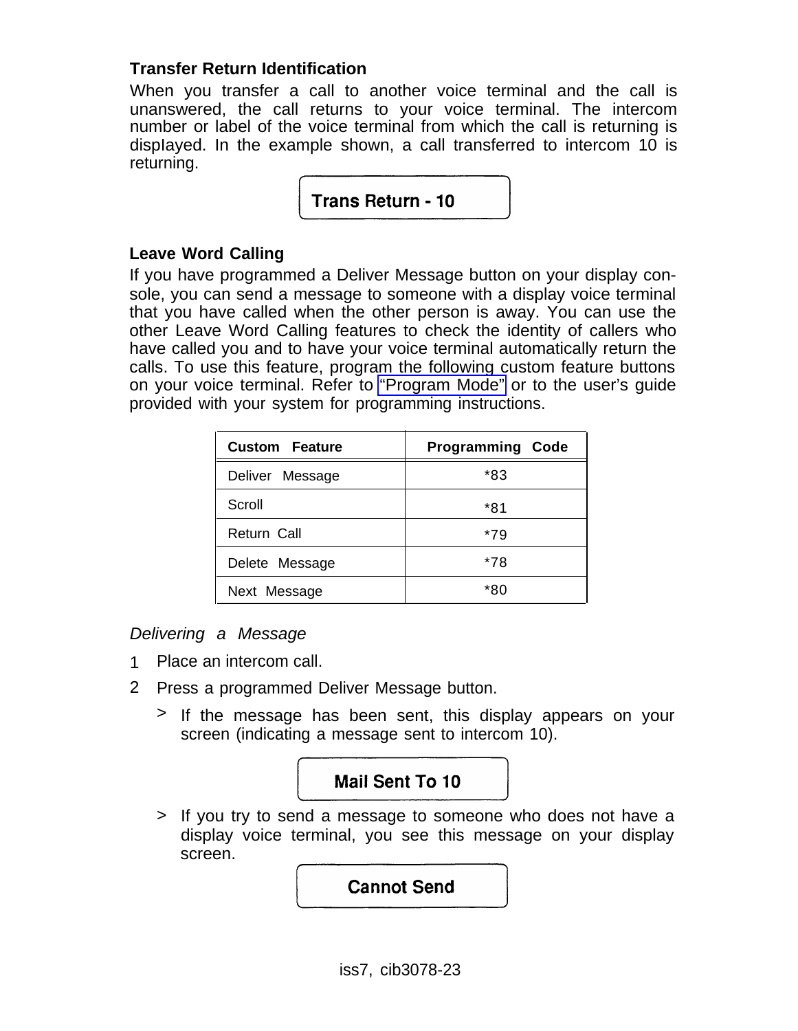### Transfer Return Identification

When you transfer a call to another voice terminal and the call is unanswered, the call returns to your voice terminal. The intercom number or label of the voice terminal from which the call is returning is displayed. In the example shown, a call transferred to intercom 10 is returning.

```
Trans Return - 10
```

### Leave Word Calling

If you have programmed a Deliver Message button on your display console, you can send a message to someone with a display voice terminal that you have called when the other person is away. You can use the other Leave Word Calling features to check the identity of callers who have called you and to have your voice terminal automatically return the calls. To use this feature, program the following custom feature buttons on your voice terminal. Refer to "Program Mode" or to the user's guide provided with your system for programming instructions.

| Custom Feature | Programming Code |
|---|---|
| Deliver Message | *83 |
| Scroll | *81 |
| Return Call | *79 |
| Delete Message | *78 |
| Next Message | *80 |

*Delivering a Message*

1. Place an intercom call.
2. Press a programmed Deliver Message button.
   - > If the message has been sent, this display appears on your screen (indicating a message sent to intercom 10).

     ```
     Mail Sent To 10
     ```

   - > If you try to send a message to someone who does not have a display voice terminal, you see this message on your display screen.

     ```
     Cannot Send
     ```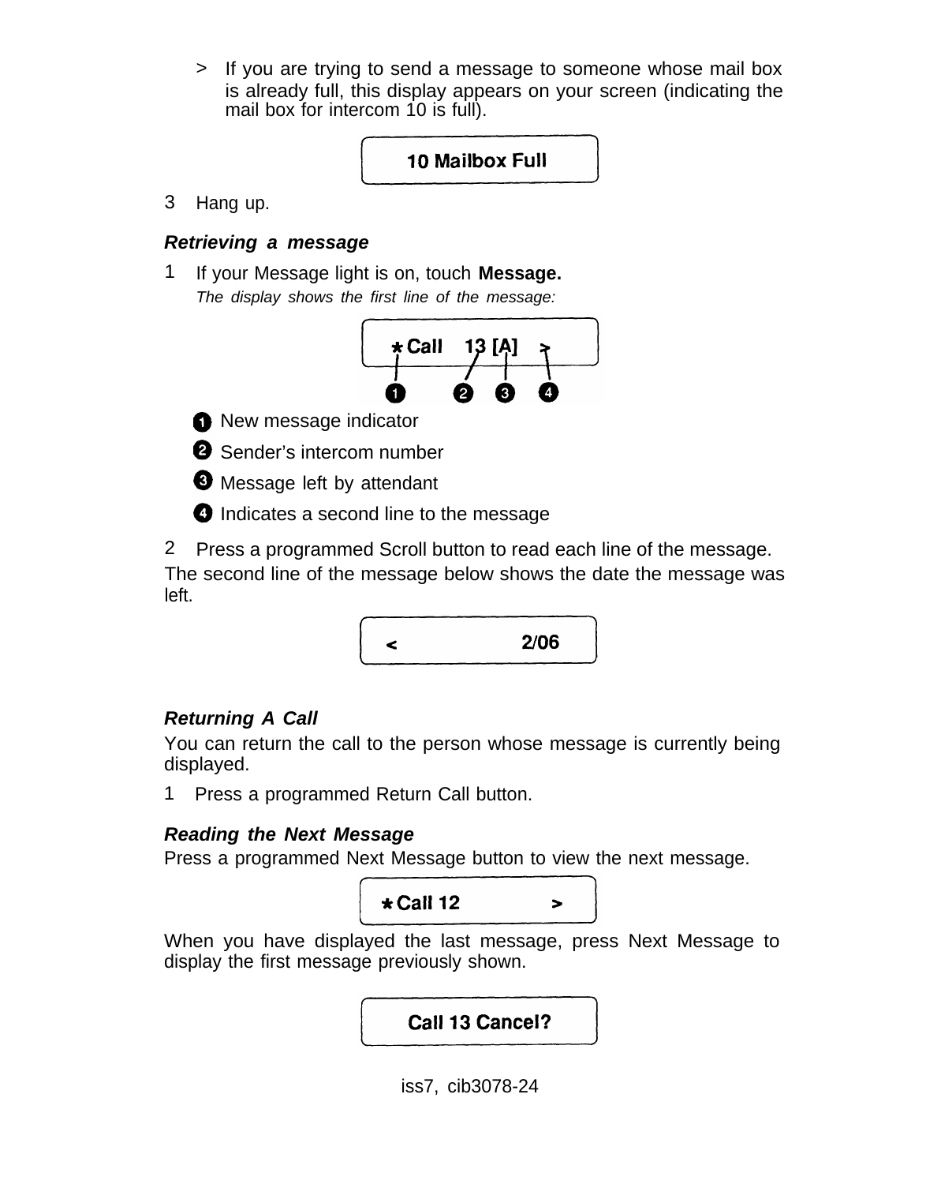> If you are trying to send a message to someone whose mail box is already full, this display appears on your screen (indicating the mail box for intercom 10 is full).

```
10 Mailbox Full
```

3 Hang up.

***Retrieving a message***

1 If your Message light is on, touch **Message.**

*The display shows the first line of the message:*

```
* Call    13 [A]   >
```

1. New message indicator
2. Sender's intercom number
3. Message left by attendant
4. Indicates a second line to the message

2 Press a programmed Scroll button to read each line of the message.

The second line of the message below shows the date the message was left.

```
<              2/06
```

***Returning A Call***

You can return the call to the person whose message is currently being displayed.

1 Press a programmed Return Call button.

***Reading the Next Message***

Press a programmed Next Message button to view the next message.

```
* Call 12          >
```

When you have displayed the last message, press Next Message to display the first message previously shown.

```
Call 13 Cancel?
```

iss7, cib3078-24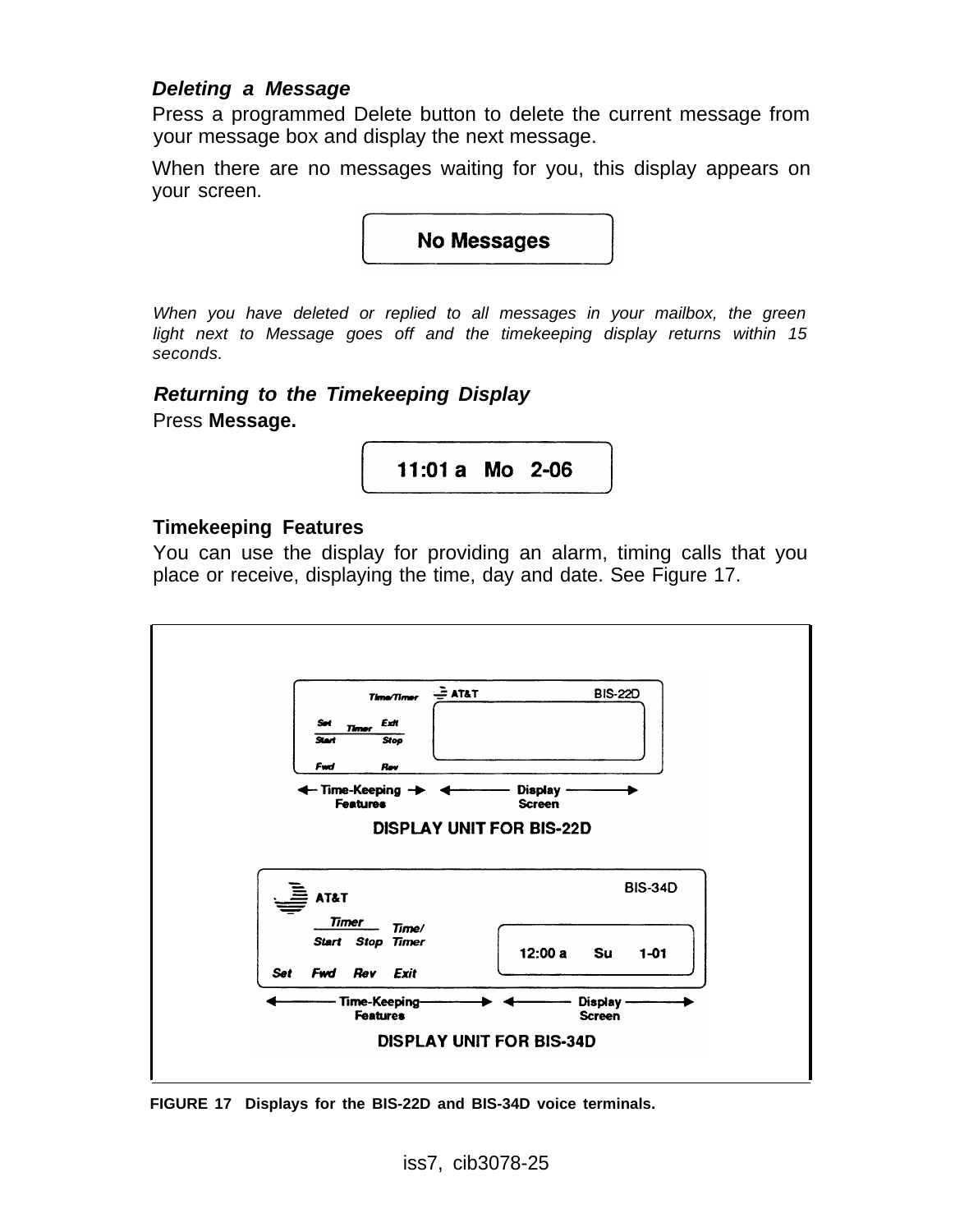### *Deleting a Message*

Press a programmed Delete button to delete the current message from your message box and display the next message.

When there are no messages waiting for you, this display appears on your screen.

```
No Messages
```

*When you have deleted or replied to all messages in your mailbox, the green light next to Message goes off and the timekeeping display returns within 15 seconds.*

### *Returning to the Timekeeping Display*

Press **Message.**

```
11:01 a   Mo   2-06
```

### Timekeeping Features

You can use the display for providing an alarm, timing calls that you place or receive, displaying the time, day and date. See Figure 17.

**FIGURE 17 Displays for the BIS-22D and BIS-34D voice terminals.**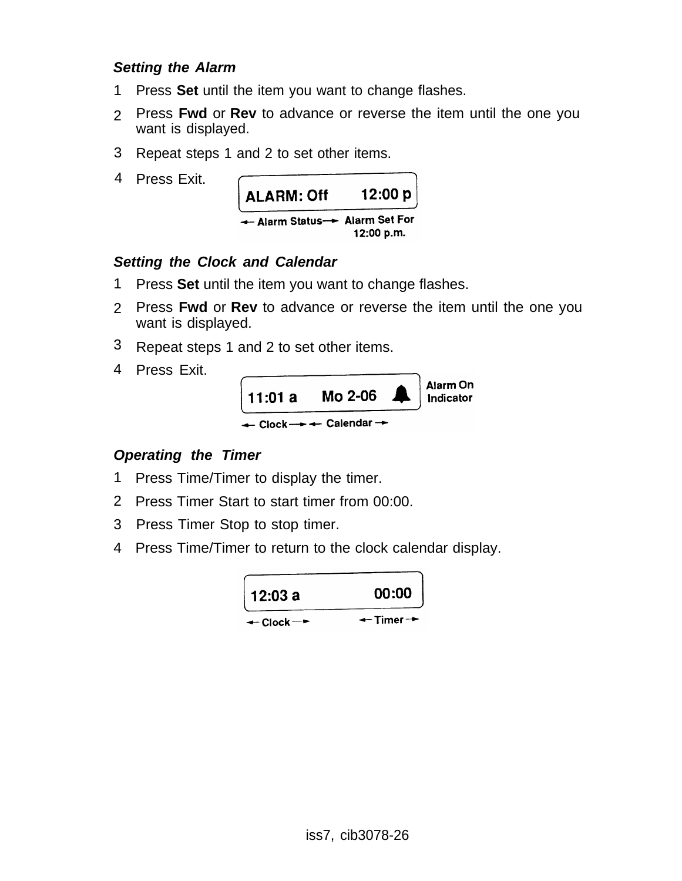### *Setting the Alarm*

1. Press **Set** until the item you want to change flashes.
2. Press **Fwd** or **Rev** to advance or reverse the item until the one you want is displayed.
3. Repeat steps 1 and 2 to set other items.
4. Press Exit.

ALARM: Off 12:00 p

← Alarm Status → Alarm Set For 12:00 p.m.

### *Setting the Clock and Calendar*

1. Press **Set** until the item you want to change flashes.
2. Press **Fwd** or **Rev** to advance or reverse the item until the one you want is displayed.
3. Repeat steps 1 and 2 to set other items.
4. Press Exit.

11:01 a Mo 2-06 — Alarm On Indicator

← Clock → ← Calendar →

### *Operating the Timer*

1. Press Time/Timer to display the timer.
2. Press Timer Start to start timer from 00:00.
3. Press Timer Stop to stop timer.
4. Press Time/Timer to return to the clock calendar display.

12:03 a 00:00

← Clock → ← Timer →

iss7, cib3078-26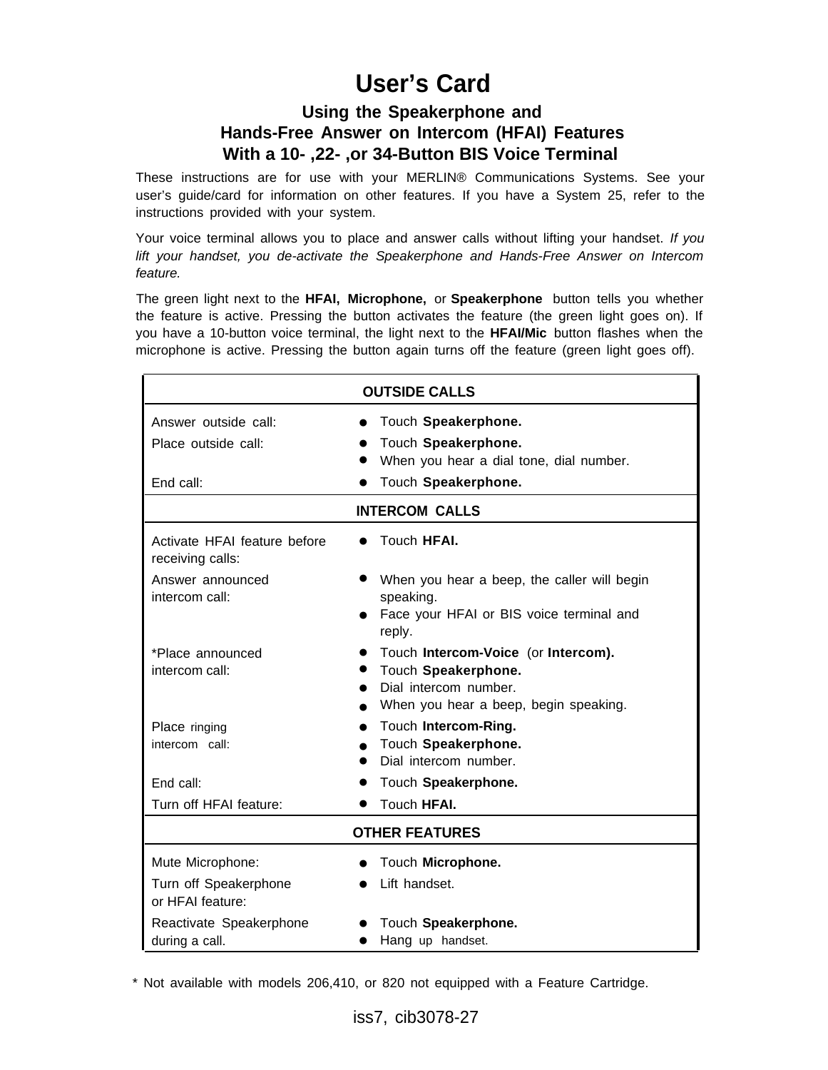# User's Card

## Using the Speakerphone and Hands-Free Answer on Intercom (HFAI) Features With a 10- ,22- ,or 34-Button BIS Voice Terminal

These instructions are for use with your MERLIN® Communications Systems. See your user's guide/card for information on other features. If you have a System 25, refer to the instructions provided with your system.

Your voice terminal allows you to place and answer calls without lifting your handset. *If you lift your handset, you de-activate the Speakerphone and Hands-Free Answer on Intercom feature.*

The green light next to the **HFAI, Microphone,** or **Speakerphone** button tells you whether the feature is active. Pressing the button activates the feature (the green light goes on). If you have a 10-button voice terminal, the light next to the **HFAI/Mic** button flashes when the microphone is active. Pressing the button again turns off the feature (green light goes off).

| OUTSIDE CALLS | |
|---|---|
| Answer outside call: | ● Touch **Speakerphone.** |
| Place outside call: | ● Touch **Speakerphone.**<br>● When you hear a dial tone, dial number. |
| End call: | ● Touch **Speakerphone.** |
| **INTERCOM CALLS** | |
| Activate HFAI feature before receiving calls: | ● Touch **HFAI.** |
| Answer announced intercom call: | ● When you hear a beep, the caller will begin speaking.<br>● Face your HFAI or BIS voice terminal and reply. |
| *Place announced intercom call: | ● Touch **Intercom-Voice** (or **Intercom).**<br>● Touch **Speakerphone.**<br>● Dial intercom number.<br>● When you hear a beep, begin speaking. |
| Place ringing intercom call: | ● Touch **Intercom-Ring.**<br>● Touch **Speakerphone.**<br>● Dial intercom number. |
| End call: | ● Touch **Speakerphone.** |
| Turn off HFAI feature: | ● Touch **HFAI.** |
| **OTHER FEATURES** | |
| Mute Microphone: | ● Touch **Microphone.** |
| Turn off Speakerphone or HFAI feature: | ● Lift handset. |
| Reactivate Speakerphone during a call. | ● Touch **Speakerphone.**<br>● Hang up handset. |

* Not available with models 206,410, or 820 not equipped with a Feature Cartridge.

iss7, cib3078-27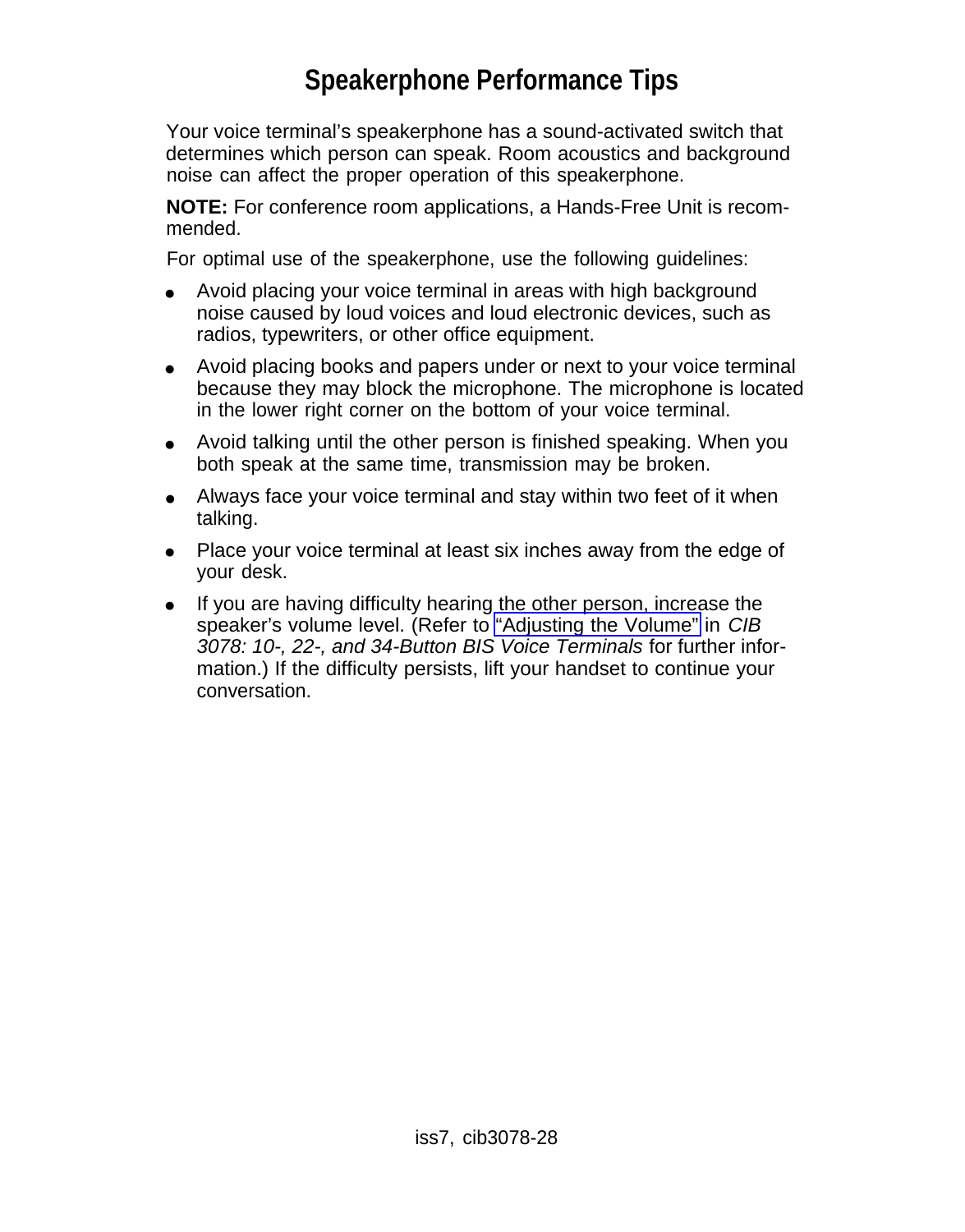# Speakerphone Performance Tips

Your voice terminal's speakerphone has a sound-activated switch that determines which person can speak. Room acoustics and background noise can affect the proper operation of this speakerphone.

**NOTE:** For conference room applications, a Hands-Free Unit is recommended.

For optimal use of the speakerphone, use the following guidelines:

- Avoid placing your voice terminal in areas with high background noise caused by loud voices and loud electronic devices, such as radios, typewriters, or other office equipment.
- Avoid placing books and papers under or next to your voice terminal because they may block the microphone. The microphone is located in the lower right corner on the bottom of your voice terminal.
- Avoid talking until the other person is finished speaking. When you both speak at the same time, transmission may be broken.
- Always face your voice terminal and stay within two feet of it when talking.
- Place your voice terminal at least six inches away from the edge of your desk.
- If you are having difficulty hearing the other person, increase the speaker's volume level. (Refer to "Adjusting the Volume" in *CIB 3078: 10-, 22-, and 34-Button BIS Voice Terminals* for further information.) If the difficulty persists, lift your handset to continue your conversation.